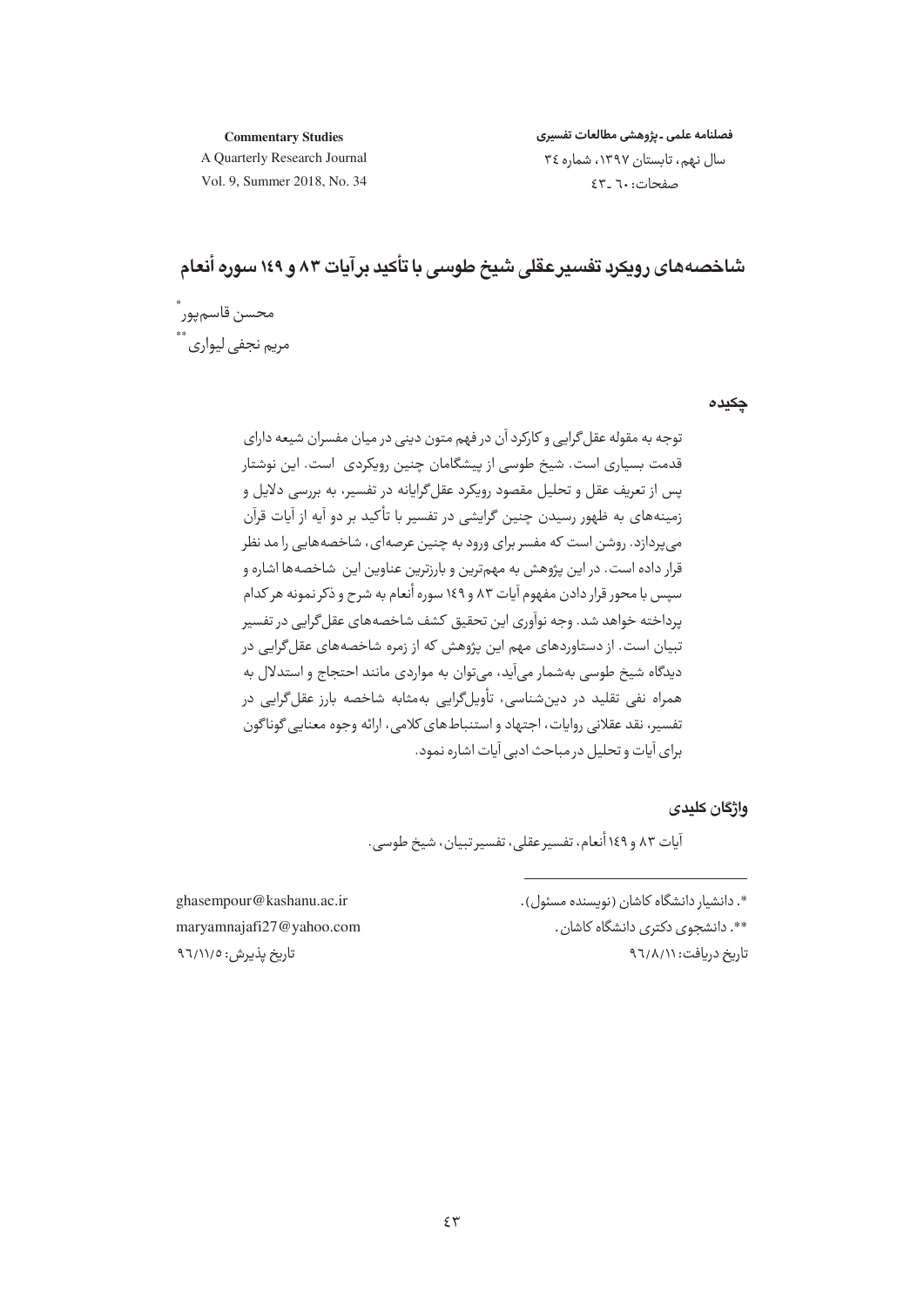# شاخصه‌های رویکرد تفسیرعقلی شیخ طوسی با تأکید برآیات ۸۳ و ۱۴۹ سوره أنعام

محسن قاسم‌پور*

مریم نجفی لیواری**

## چکیده

توجه به مقوله عقل‌گرایی و کارکرد آن در فهم متون دینی در میان مفسران شیعه دارای قدمت بسیاری است. شیخ طوسی از پیشگامان چنین رویکردی است. این نوشتار پس از تعریف عقل و تحلیل مقصود رویکرد عقل‌گرایانه در تفسیر، به بررسی دلایل و زمینه‌های به ظهور رسیدن چنین گرایشی در تفسیر با تأکید بر دو آیه از آیات قرآن می‌پردازد. روشن است که مفسر برای ورود به چنین عرصه‌ای، شاخصه‌هایی را مد نظر قرار داده است. در این پژوهش به مهم‌ترین و بارزترین عناوین این شاخصه‌ها اشاره و سپس با محور قرار دادن مفهوم آیات ۸۳ و ۱۴۹ سوره أنعام به شرح و ذکر نمونه هر کدام پرداخته خواهد شد. وجه نوآوری این تحقیق کشف شاخصه‌های عقل‌گرایی در تفسیر تبیان است. از دستاوردهای مهم این پژوهش که از زمره شاخصه‌های عقل‌گرایی در دیدگاه شیخ طوسی به‌شمار می‌آید، می‌توان به مواردی مانند احتجاج و استدلال به همراه نفی تقلید در دین‌شناسی، تأویل‌گرایی به‌مثابه شاخصه بارز عقل‌گرایی در تفسیر، نقد عقلانی روایات، اجتهاد و استنباط‌های کلامی، ارائه وجوه معنایی گوناگون برای آیات و تحلیل در مباحث ادبی آیات اشاره نمود.

## واژگان کلیدی

آیات ۸۳ و ۱۴۹ أنعام، تفسیرعقلی، تفسیرتبیان، شیخ طوسی.

---

*. دانشیار دانشگاه کاشان (نویسنده مسئول). ghasempour@kashanu.ac.ir

**. دانشجوی دکتری دانشگاه کاشان. maryamnajafi27@yahoo.com

تاریخ دریافت: ۹۶/۸/۱۱ تاریخ پذیرش: ۹۶/۱۱/۵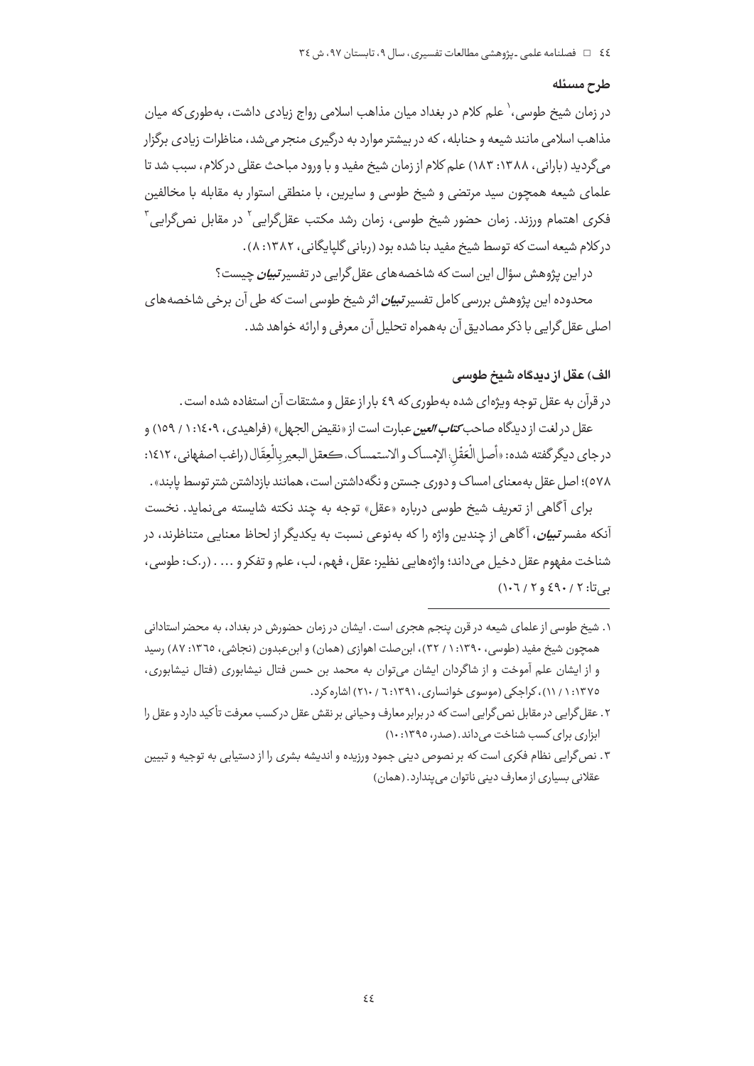### طرح مسئله

در زمان شیخ طوسی،[1] علم کلام در بغداد میان مذاهب اسلامی رواج زیادی داشت، به‌طوری‌که میان مذاهب اسلامی مانند شیعه و حنابله، که در بیشتر موارد به درگیری منجر می‌شد، مناظرات زیادی برگزار می‌گردید (بارانی، ۱۳۸۸: ۱۸۳) علم کلام از زمان شیخ مفید و با ورود مباحث عقلی در کلام، سبب شد تا علمای شیعه همچون سید مرتضی و شیخ طوسی و سایرین، با منطقی استوار به مقابله با مخالفین فکری اهتمام ورزند. زمان حضور شیخ طوسی، زمان رشد مکتب عقل‌گرایی[2] در مقابل نص‌گرایی[3] درکلام شیعه است که توسط شیخ مفید بنا شده بود (ربانی گلپایگانی، ۱۳۸۲: ۸).

در این پژوهش سؤال این است که شاخصه‌های عقل‌گرایی در تفسیر *تبیان* چیست؟

محدوده این پژوهش بررسی کامل تفسیر *تبیان* اثر شیخ طوسی است که طی آن برخی شاخصه‌های اصلی عقل‌گرایی با ذکر مصادیق آن به‌همراه تحلیل آن معرفی و ارائه خواهد شد.

### الف) عقل از دیدگاه شیخ طوسی

در قرآن به عقل توجه ویژه‌ای شده به‌طوری‌که ۴۹ بار از عقل و مشتقات آن استفاده شده است.

عقل در لغت از دیدگاه صاحب *کتاب العین* عبارت است از «نقیض الجهل» (فراهیدی، ۱۴۰۹: ۱ / ۱۵۹) و در جای دیگر گفته شده: «أصل الْعَقْلِ: الإمساک و الاستمساک، کعقل البعیر بِالْعِقَال (راغب اصفهانی، ۱۴۱۲: ۵۷۸)؛ اصل عقل به‌معنای امساک و دوری جستن و نگه‌داشتن است، همانند بازداشتن شتر توسط پابند».

برای آگاهی از تعریف شیخ طوسی درباره «عقل» توجه به چند نکته شایسته می‌نماید. نخست آنکه مفسر *تبیان*، آگاهی از چندین واژه را که به‌نوعی نسبت به یکدیگر از لحاظ معنایی متناظرند، در شناخت مفهوم عقل دخیل می‌داند؛ واژه‌هایی نظیر: عقل، فهم، لب، علم و تفکر و ... . (ر.ک: طوسی، بی‌تا: ۲ / ۴۹۰ و ۲ / ۱۰۶)

---

۱. شیخ طوسی از علمای شیعه در قرن پنجم هجری است. ایشان در زمان حضورش در بغداد، به محضر استادانی همچون شیخ مفید (طوسی، ۱۳۹۰: ۱ / ۳۲)، ابن‌صلت اهوازی (همان) و ابن‌عبدون (نجاشی، ۱۳۶۵: ۸۷) رسید و از ایشان علم آموخت و از شاگردان ایشان می‌توان به محمد بن حسن فتال نیشابوری (فتال نیشابوری، ۱۳۷۵: ۱ / ۱۱)، کراجکی (موسوی خوانساری، ۱۳۹۱: ۶ / ۲۱۰) اشاره کرد.

۲. عقل‌گرایی در مقابل نص‌گرایی است که در برابر معارف وحیانی بر نقش عقل در کسب معرفت تأکید دارد و عقل را ابزاری برای کسب شناخت می‌داند. (صدر، ۱۳۹۵: ۱۰)

۳. نص‌گرایی نظام فکری است که بر نصوص دینی جمود ورزیده و اندیشه بشری را از دستیابی به توجیه و تبیین عقلانی بسیاری از معارف دینی ناتوان می‌پندارد. (همان)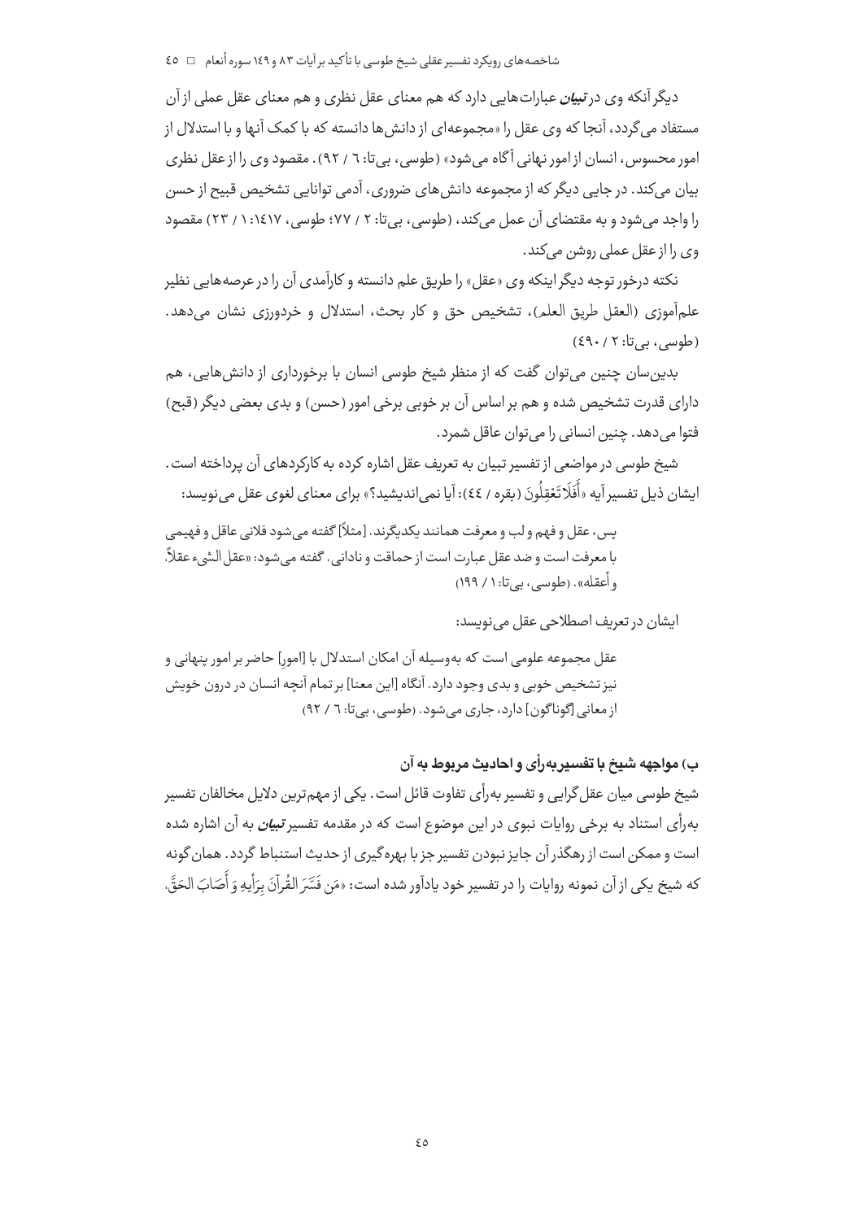دیگر آنکه وی در ***تبیان*** عبارت‌هایی دارد که هم معنای عقل نظری و هم معنای عقل عملی از آن مستفاد می‌گردد، آنجا که وی عقل را «مجموعه‌ای از دانش‌ها دانسته که با کمک آنها و با استدلال از امور محسوس، انسان از امور نهانی آگاه می‌شود» (طوسی، بی‌تا: ۶ / ۹۲). مقصود وی را از عقل نظری بیان می‌کند. در جایی دیگر که از مجموعه دانش‌های ضروری، آدمی توانایی تشخیص قبیح از حسن را واجد می‌شود و به مقتضای آن عمل می‌کند، (طوسی، بی‌تا: ۲ / ۷۷؛ طوسی، ۱٤۱۷: ۱ / ۲۳) مقصود وی را از عقل عملی روشن می‌کند.

نکته درخور توجه دیگر اینکه وی «عقل» را طریق علم دانسته و کارآمدی آن را در عرصه‌هایی نظیر علم‌آموزی (العقل طریق العلم)، تشخیص حق و کار بحث، استدلال و خردورزی نشان می‌دهد. (طوسی، بی‌تا: ۲ / ٤۹۰)

بدین‌سان چنین می‌توان گفت که از منظر شیخ طوسی انسان با برخورداری از دانش‌هایی، هم دارای قدرت تشخیص شده و هم بر اساس آن بر خوبی برخی امور (حسن) و بدی بعضی دیگر (قبح) فتوا می‌دهد. چنین انسانی را می‌توان عاقل شمرد.

شیخ طوسی در مواضعی از تفسیر تبیان به تعریف عقل اشاره کرده به کارکردهای آن پرداخته است. ایشان ذیل تفسیر آیه «أَفَلَا تَعْقِلُونَ (بقره / ٤٤): آیا نمی‌اندیشید؟» برای معنای لغوی عقل می‌نویسد:

> پس، عقل و فهم و لب و معرفت همانند یکدیگرند. [مثلاً] گفته می‌شود فلانی عاقل و فهیمی با معرفت است و ضد عقل عبارت است از حماقت و نادانی. گفته می‌شود: «عقل الشیء عقلاً، و أعقله». (طوسی، بی‌تا: ۱ / ۱۹۹)

ایشان در تعریف اصطلاحی عقل می‌نویسد:

> عقل مجموعه علومی است که به‌وسیله آن امکان استدلال با [امورِ] حاضر بر امور پنهانی و نیز تشخیص خوبی و بدی وجود دارد. آنگاه [این معنا] بر تمام آنچه انسان در درون خویش از معانی [گوناگون] دارد، جاری می‌شود. (طوسی، بی‌تا: ۶ / ۹۲)

## ب) مواجهه شیخ با تفسیربه‌رأی و احادیث مربوط به آن

شیخ طوسی میان عقل‌گرایی و تفسیر به‌رأی تفاوت قائل است. یکی از مهم‌ترین دلایل مخالفان تفسیر به‌رأی استناد به برخی روایات نبوی در این موضوع است که در مقدمه تفسیر ***تبیان*** به آن اشاره شده است و ممکن است از رهگذر آن جایز نبودن تفسیر جز با بهره‌گیری از حدیث استنباط گردد. همان‌گونه که شیخ یکی از آن نمونه روایات را در تفسیر خود یادآور شده است: «مَن فَسَّرَ القُرآنَ بِرَأیِهِ وَ أَصَابَ الحَقَّ،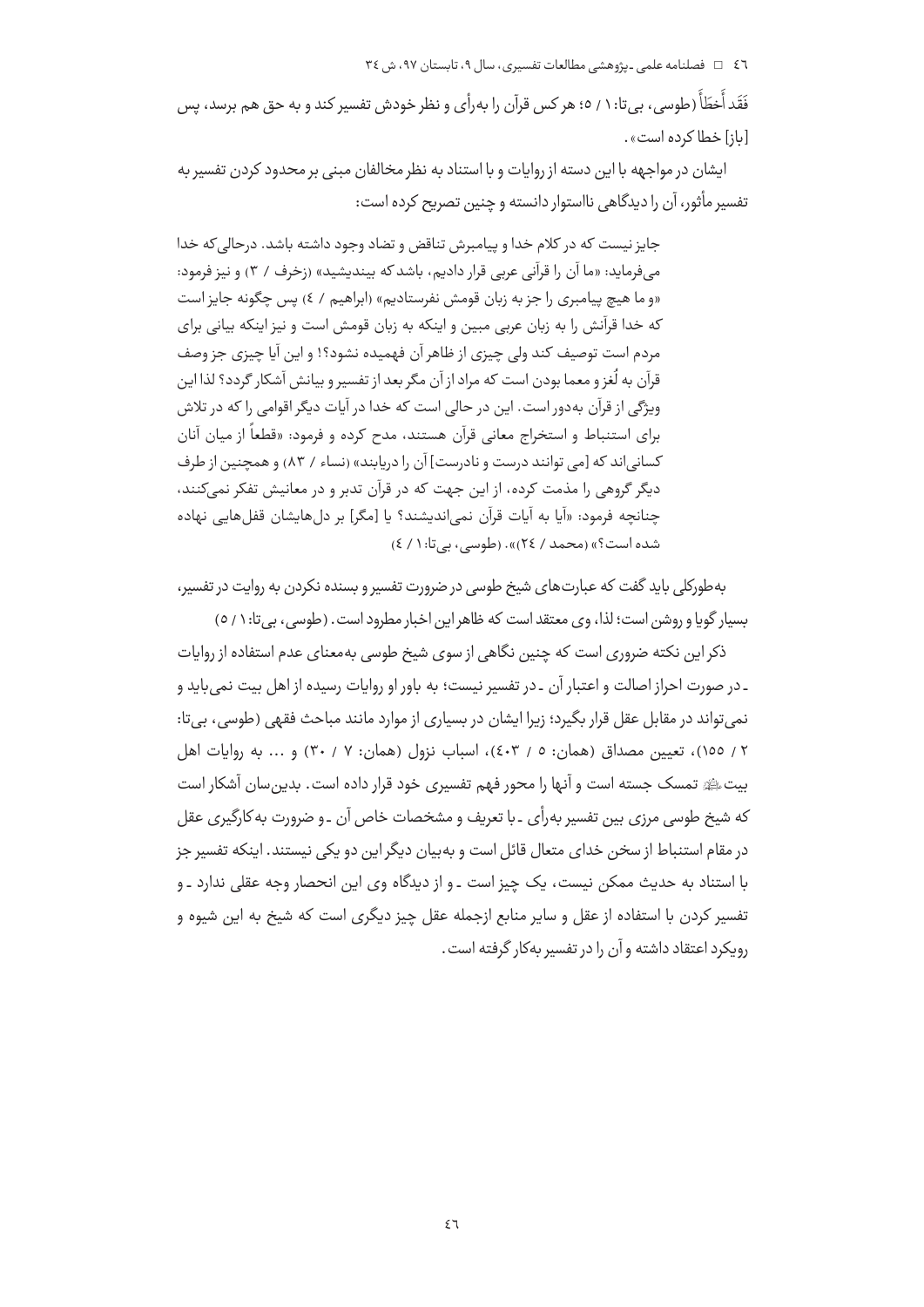فَقَد أَخطَأَ (طوسی، بی‌تا: ۱ / ۵؛ هر کس قرآن را به‌رأی و نظر خودش تفسیر کند و به حق هم برسد، پس [باز] خطا کرده است».

ایشان در مواجهه با این دسته از روایات و با استناد به نظر مخالفان مبنی بر محدود کردن تفسیر به تفسیر مأثور، آن را دیدگاهی نااستوار دانسته و چنین تصریح کرده است:

> جایز نیست که در کلام خدا و پیامبرش تناقض و تضاد وجود داشته باشد. درحالی‌که خدا می‌فرماید: «ما آن را قرآنی عربی قرار دادیم، باشد که بیندیشید» (زخرف / ۳) و نیز فرمود: «و ما هیچ پیامبری را جز به زبان قومش نفرستادیم» (ابراهیم / ٤) پس چگونه جایز است که خدا قرآنش را به زبان عربی مبین و اینکه به زبان قومش است و نیز اینکه بیانی برای مردم است توصیف کند ولی چیزی از ظاهر آن فهمیده نشود؟! و این آیا چیزی جز وصف قرآن به لُغز و معما بودن است که مراد از آن مگر بعد از تفسیر و بیانش آشکار گردد؟ لذا این ویژگی از قرآن به‌دور است. این در حالی است که خدا در آیات دیگر اقوامی را که در تلاش برای استنباط و استخراج معانی قرآن هستند، مدح کرده و فرمود: «قطعاً از میان آنان کسانی‌اند که [می توانند درست و نادرست] آن را دریابند» (نساء / ۸۳) و همچنین از طرف دیگر گروهی را مذمت کرده، از این جهت که در قرآن تدبر و در معانیش تفکر نمی‌کنند، چنانچه فرمود: «آیا به آیات قرآن نمی‌اندیشند؟ یا [مگر] بر دل‌هایشان قفل‌هایی نهاده شده است؟» (محمد / ٢٤)». (طوسی، بی‌تا: ۱ / ٤)

به‌طورکلی باید گفت که عبارت‌های شیخ طوسی در ضرورت تفسیر و بسنده نکردن به روایت در تفسیر، بسیار گویا و روشن است؛ لذا، وی معتقد است که ظاهر این اخبار مطرود است. (طوسی، بی‌تا: ۱ / ۵)

ذکر این نکته ضروری است که چنین نگاهی از سوی شیخ طوسی به‌معنای عدم استفاده از روایات ـ در صورت احراز اصالت و اعتبار آن ـ در تفسیر نیست؛ به باور او روایات رسیده از اهل بیت نمی‌باید و نمی‌تواند در مقابل عقل قرار بگیرد؛ زیرا ایشان در بسیاری از موارد مانند مباحث فقهی (طوسی، بی‌تا: ۲ / ۱۵۵)، تعیین مصداق (همان: ۵ / ٤۰۳)، اسباب نزول (همان: ۷ / ۳۰) و ... به روایات اهل بیت ﷺ تمسک جسته و آنها را محور فهم تفسیری خود قرار داده است. بدین‌سان آشکار است که شیخ طوسی مرزی بین تفسیر به‌رأی ـ با تعریف و مشخصات خاص آن ـ و ضرورت به‌کارگیری عقل در مقام استنباط از سخن خدای متعال قائل است و به‌بیان دیگر این دو یکی نیستند. اینکه تفسیر جز با استناد به حدیث ممکن نیست، یک چیز است ـ و از دیدگاه وی این انحصار وجه عقلی ندارد ـ و تفسیر کردن با استفاده از عقل و سایر منابع ازجمله عقل چیز دیگری است که شیخ به این شیوه و رویکرد اعتقاد داشته و آن را در تفسیر به‌کار گرفته است.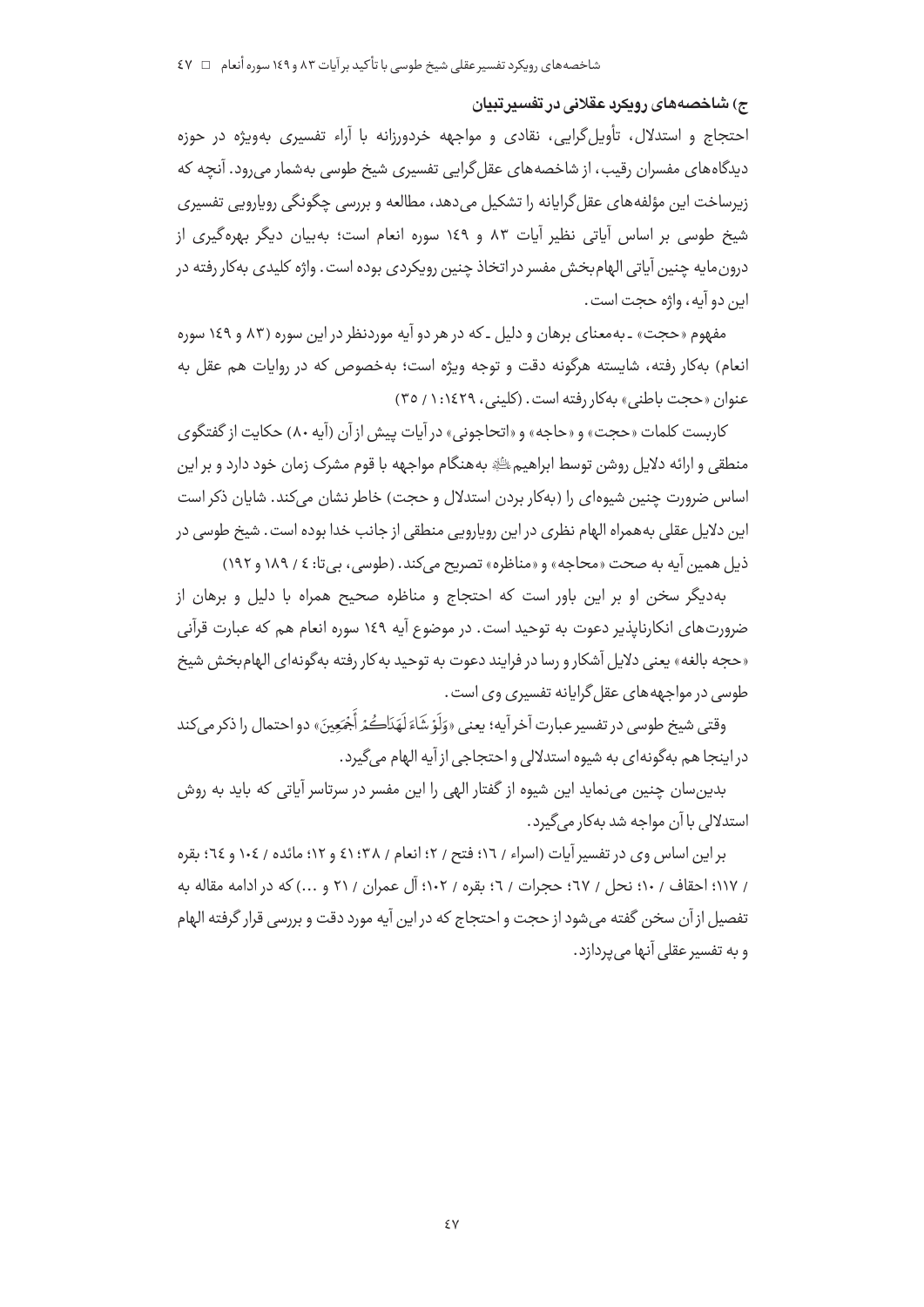### ج) شاخصه‌های رویکرد عقلانی در تفسیر تبیان

احتجاج و استدلال، تأویل‌گرایی، نقادی و مواجهه خردورزانه با آراء تفسیری به‌ویژه در حوزه دیدگاه‌های مفسران رقیب، از شاخصه‌های عقل‌گرایی تفسیری شیخ طوسی به‌شمار می‌رود. آنچه که زیرساخت این مؤلفه‌های عقل‌گرایانه را تشکیل می‌دهد، مطالعه و بررسی چگونگی رویارویی تفسیری شیخ طوسی بر اساس آیاتی نظیر آیات ۸۳ و ۱۴۹ سوره انعام است؛ به‌بیان دیگر بهره‌گیری از درون‌مایه چنین آیاتی الهام‌بخش مفسر در اتخاذ چنین رویکردی بوده است. واژه کلیدی به‌کار رفته در این دو آیه، واژه حجت است.

مفهوم «حجت» ـ به‌معنای برهان و دلیل ـ که در هر دو آیه موردنظر در این سوره (۸۳ و ۱۴۹ سوره انعام) به‌کار رفته، شایسته هرگونه دقت و توجه ویژه است؛ به‌خصوص که در روایات هم عقل به عنوان «حجت باطنی» به‌کار رفته است. (کلینی، ۱۴۲۹: ۱ / ۳۵)

کاربست کلمات «حجت» و «حاجه» و «احتجاجی» در آیات پیش از آن (آیه ۸۰) حکایت از گفتگوی منطقی و ارائه دلایل روشن توسط ابراهیم ؑ به‌هنگام مواجهه با قوم مشرک زمان خود دارد و بر این اساس ضرورت چنین شیوه‌ای را (به‌کار بردن استدلال و حجت) خاطر نشان می‌کند. شایان ذکر است این دلایل عقلی به‌همراه الهام نظری در این رویارویی منطقی از جانب خدا بوده است. شیخ طوسی در ذیل همین آیه به صحت «محاجه» و «مناظره» تصریح می‌کند. (طوسی، بی‌تا: ۴ / ۱۸۹ و ۱۹۲)

به‌دیگر سخن او بر این باور است که احتجاج و مناظره صحیح همراه با دلیل و برهان از ضرورت‌های انکارناپذیر دعوت به توحید است. در موضوع آیه ۱۴۹ سوره انعام هم که عبارت قرآنی «حجه بالغه» یعنی دلایل آشکار و رسا در فرایند دعوت به توحید به‌کار رفته به‌گونه‌ای الهام‌بخش شیخ طوسی در مواجهه‌های عقل‌گرایانه تفسیری وی است.

وقتی شیخ طوسی در تفسیر عبارت آخر آیه؛ یعنی «وَلَوْ شَاءَ لَهَدَاكُمْ أَجْمَعِينَ» دو احتمال را ذکر می‌کند در اینجا هم به‌گونه‌ای به شیوه استدلالی و احتجاجی از آیه الهام می‌گیرد.

بدین‌سان چنین می‌نماید این شیوه از گفتار الهی را این مفسر در سرتاسر آیاتی که باید به روش استدلالی با آن مواجه شد به‌کار می‌گیرد.

بر این اساس وی در تفسیر آیات (اسراء / ۱۶؛ فتح / ۲؛ انعام / ۳۸؛ ۴۱ و ۱۲؛ مائده / ۱۰۴ و ۶۴؛ بقره / ۱۱۷؛ احقاف / ۱۰؛ نحل / ۶۷؛ حجرات / ۶؛ بقره / ۱۰۲؛ آل عمران / ۲۱ و ...) که در ادامه مقاله به تفصیل از آن سخن گفته می‌شود از حجت و احتجاج که در این آیه مورد دقت و بررسی قرار گرفته الهام و به تفسیر عقلی آنها می‌پردازد.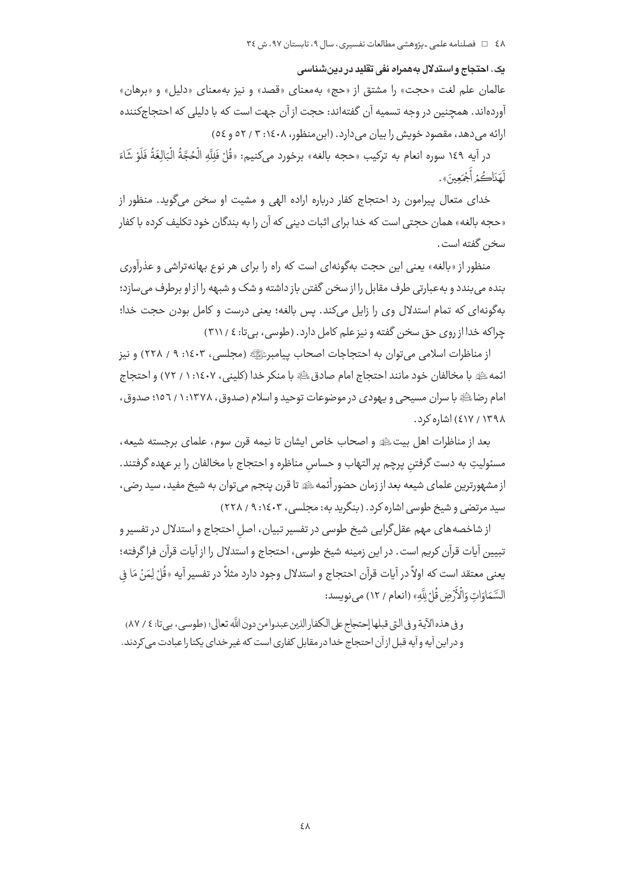### یک. احتجاج و استدلال به‌همراه نفی تقلید در دین‌شناسی

عالمان علم لغت «حجت» را مشتق از «حج» به‌معنای «قصد» و نیز به‌معنای «دلیل» و «برهان» آورده‌اند. همچنین در وجه تسمیه آن گفته‌اند: حجت از آن جهت است که با دلیلی که احتجاج‌کننده ارائه می‌دهد، مقصود خویش را بیان می‌دارد. (ابن‌منظور، ۱۴۰۸: ۳ / ۵۲ و ۵۴)

در آیه ۱۴۹ سوره انعام به ترکیب «حجه بالغه» برخورد می‌کنیم: «قُلْ فَلِلَّهِ الْحُجَّةُ الْبَالِغَةُ فَلَوْ شَاءَ لَهَدَاكُمْ أَجْمَعِينَ».

خدای متعال پیرامون رد احتجاج کفار درباره اراده الهی و مشیت او سخن می‌گوید. منظور از «حجه بالغه» همان حجتی است که خدا برای اثبات دینی که آن را به بندگان خود تکلیف کرده با کفار سخن گفته است.

منظور از «بالغه» یعنی این حجت به‌گونه‌ای است که راه را برای هر نوع بهانه‌تراشی و عذرآوری بنده می‌بندد و به‌عبارتی طرف مقابل را از سخن گفتن باز داشته و شک و شبهه را از او برطرف می‌سازد؛ به‌گونه‌ای که تمام استدلال وی را زایل می‌کند. پس بالغه؛ یعنی درست و کامل بودن حجت خدا؛ چراکه خدا از روی حق سخن گفته و نیز علم کامل دارد. (طوسی، بی‌تا: ۴ / ۳۱۱)

از مناظرات اسلامی می‌توان به احتجاجات اصحاب پیامبرﷺ (مجلسی، ۱۴۰۳: ۹ / ۲۲۸) و نیز ائمه‌ﷺ با مخالفان خود مانند احتجاج امام صادقﷺ با منکر خدا (کلینی، ۱۴۰۷: ۱ / ۷۲) و احتجاج امام رضاﷺ با سران مسیحی و یهودی در موضوعات توحید و اسلام (صدوق، ۱۳۷۸: ۱ / ۱۵۶؛ صدوق، ۱۳۹۸ / ۴۱۷) اشاره کرد.

بعد از مناظرات اهل بیتﷺ و اصحاب خاص ایشان تا نیمه قرن سوم، علمای برجسته شیعه، مسئولیتِ به دست گرفتنِ پرچم پر التهاب و حساسِ مناظره و احتجاج با مخالفان را بر عهده گرفتند. از مشهورترین علمای شیعه بعد از زمان حضور أئمهﷺ تا قرن پنجم می‌توان به شیخ مفید، سید رضی، سید مرتضی و شیخ طوسی اشاره کرد. (بنگرید به: مجلسی، ۱۴۰۳: ۹ / ۲۲۸)

از شاخصه‌های مهم عقل‌گرایی شیخ طوسی در تفسیر تبیان، اصلِ احتجاج و استدلال در تفسیر و تبیین آیات قرآن کریم است. در این زمینه شیخ طوسی، احتجاج و استدلال را از آیات قرآن فراگرفته؛ یعنی معتقد است که اولاً در آیات قرآن احتجاج و استدلال وجود دارد مثلاً در تفسیر آیه «قُلْ لِمَنْ مَا فِي السَّمَاوَاتِ وَالْأَرْضِ قُلْ لِلَّهِ» (انعام / ۱۲) می‌نویسد:

> و فى هذه الآية و فى التى قبلها إحتجاج على الكفار الذين عبدوا من دون الله تعالى؛ (طوسی، بی‌تا: ۴ / ۸۷)
> و در این آیه و آیه قبل از آن احتجاج خدا در مقابل کفاری است که غیر خدای یکتا را عبادت می‌کردند.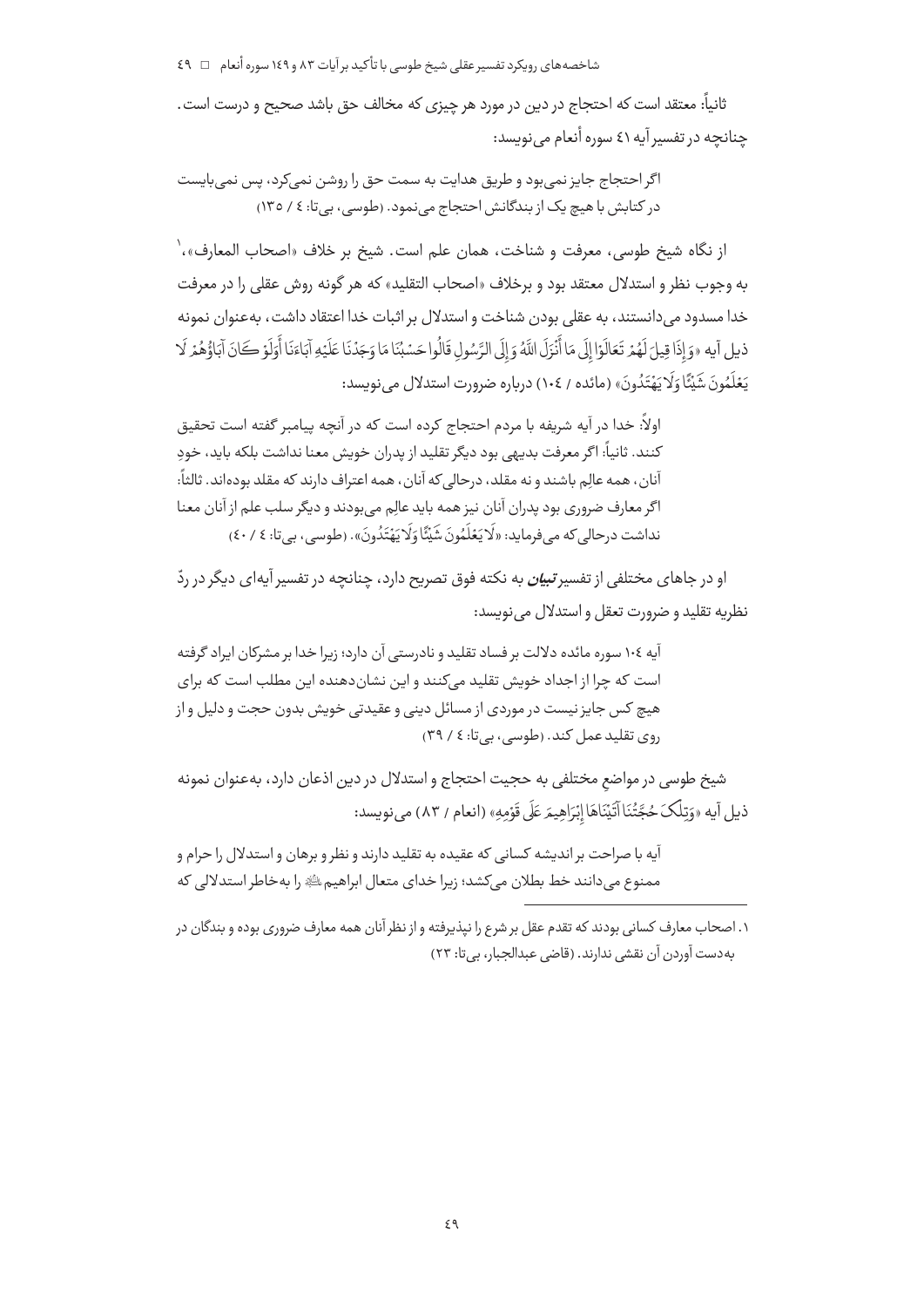ثانیاً: معتقد است که احتجاج در دین در مورد هر چیزی که مخالف حق باشد صحیح و درست است. چنانچه در تفسیر آیه ۴۱ سوره أنعام می‌نویسد:

> اگر احتجاج جایز نمی‌بود و طریق هدایت به سمت حق را روشن نمی‌کرد، پس نمی‌بایست در کتابش با هیچ یک از بندگانش احتجاج می‌نمود. (طوسی، بی‌تا: ۴ / ۱۳۵)

از نگاه شیخ طوسی، معرفت و شناخت، همان علم است. شیخ بر خلاف «اصحاب المعارف»،[۱] به وجوب نظر و استدلال معتقد بود و برخلاف «اصحاب التقلید» که هر گونه روش عقلی را در معرفت خدا مسدود می‌دانستند، به عقلی بودن شناخت و استدلال بر اثبات خدا اعتقاد داشت، به‌عنوان نمونه ذیل آیه «وَإِذَا قِيلَ لَهُمْ تَعَالَوْا إِلَى مَا أَنْزَلَ اللَّهُ وَإِلَى الرَّسُولِ قَالُوا حَسْبُنَا مَا وَجَدْنَا عَلَيْهِ آبَاءَنَا أَوَلَوْ كَانَ آبَاؤُهُمْ لَا يَعْلَمُونَ شَيْئًا وَلَا يَهْتَدُونَ» (مائده / ۱۰۴) درباره ضرورت استدلال می‌نویسد:

> اولاً: خدا در آیه شریفه با مردم احتجاج کرده است که در آنچه پیامبر گفته است تحقیق کنند. ثانیاً: اگر معرفت بدیهی بود دیگر تقلید از پدران خویش معنا نداشت بلکه باید، خودِ آنان، همه عالِم باشند و نه مقلد، درحالی‌که آنان، همه اعتراف دارند که مقلد بوده‌اند. ثالثاً: اگر معارف ضروری بود پدران آنان نیز همه باید عالِم می‌بودند و دیگر سلب علم از آنان معنا نداشت درحالی‌که می‌فرماید: «لَا يَعْلَمُونَ شَيْئًا وَلَا يَهْتَدُونَ». (طوسی، بی‌تا: ۴ / ۴۰)

او در جاهای مختلفی از تفسیر ***تبیان*** به نکته فوق تصریح دارد، چنانچه در تفسیر آیه‌ای دیگر در ردّ نظریه تقلید و ضرورت تعقل و استدلال می‌نویسد:

> آیه ۱۰۴ سوره مائده دلالت بر فساد تقلید و نادرستی آن دارد؛ زیرا خدا بر مشرکان ایراد گرفته است که چرا از اجداد خویش تقلید می‌کنند و این نشان‌دهنده این مطلب است که برای هیچ کس جایز نیست در موردی از مسائل دینی و عقیدتی خویش بدون حجت و دلیل و از روی تقلید عمل کند. (طوسی، بی‌تا: ۴ / ۳۹)

شیخ طوسی در مواضع مختلفی به حجیت احتجاج و استدلال در دین اذعان دارد، به‌عنوان نمونه ذیل آیه «وَتِلْكَ حُجَّتُنَا آتَيْنَاهَا إِبْرَاهِيمَ عَلَى قَوْمِهِ» (انعام / ۸۳) می‌نویسد:

> آیه با صراحت بر اندیشه کسانی که عقیده به تقلید دارند و نظر و برهان و استدلال را حرام و ممنوع می‌دانند خط بطلان می‌کشد؛ زیرا خدای متعال ابراهیم علیه‌السلام را به‌خاطر استدلالی که

---

۱. اصحاب معارف کسانی بودند که تقدم عقل بر شرع را نپذیرفته و از نظر آنان همه معارف ضروری بوده و بندگان در به‌دست آوردن آن نقشی ندارند. (قاضی عبدالجبار، بی‌تا: ۲۳)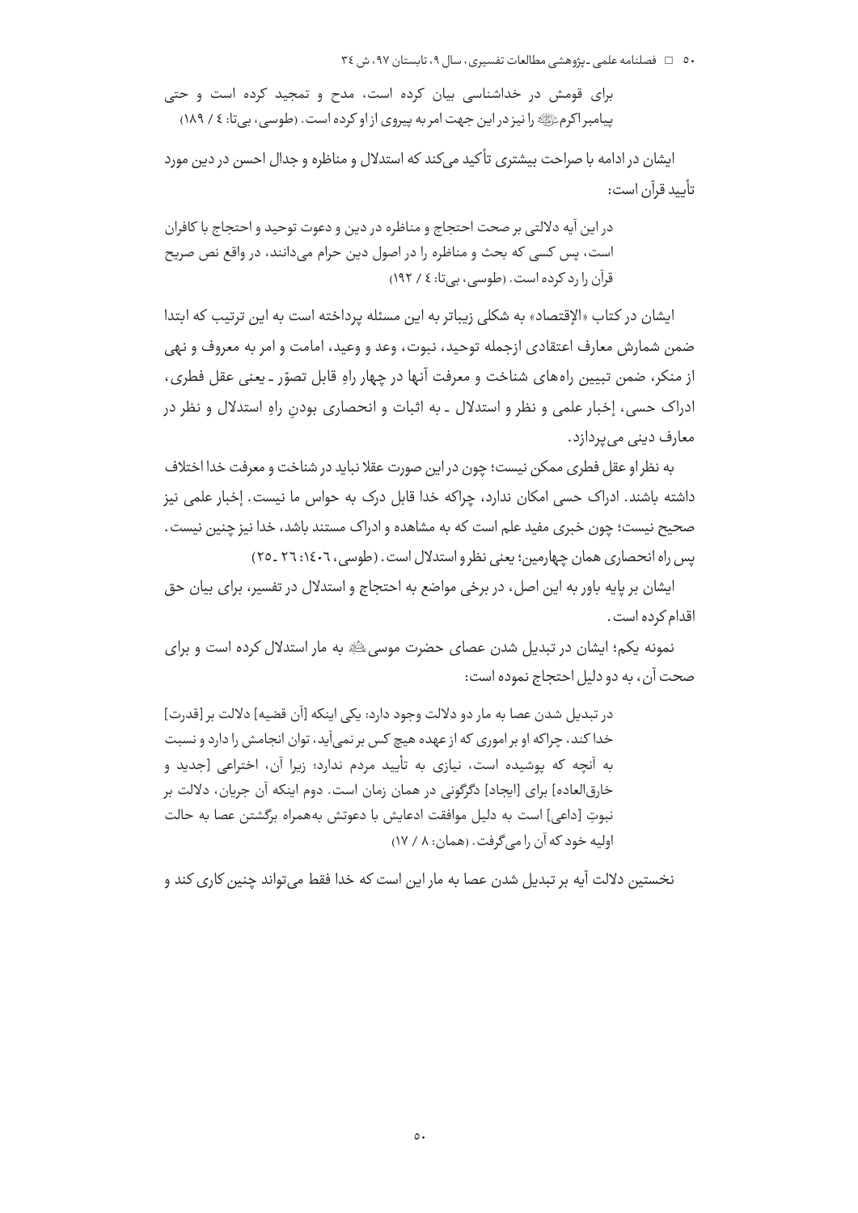برای قومش در خداشناسی بیان کرده است، مدح و تمجید کرده است و حتی پیامبر اکرم ﷺ را نیز در این جهت امر به پیروی از او کرده است. (طوسی، بی‌تا: ٤ / ١٨٩)

ایشان در ادامه با صراحت بیشتری تأکید می‌کند که استدلال و مناظره و جدال احسن در دین مورد تأیید قرآن است:

> در این آیه دلالتی بر صحت احتجاج و مناظره در دین و دعوت توحید و احتجاج با کافران است، پس کسی که بحث و مناظره را در اصول دین حرام می‌دانند، در واقع نص صریح قرآن را رد کرده است. (طوسی، بی‌تا: ٤ / ١٩٢)

ایشان در کتاب «الإقتصاد» به شکلی زیباتر به این مسئله پرداخته است به این ترتیب که ابتدا ضمن شمارش معارف اعتقادی ازجمله توحید، نبوت، وعد و وعید، امامت و امر به معروف و نهی از منکر، ضمن تبیین راه‌های شناخت و معرفت آنها در چهار راهِ قابل تصوّر ـ یعنی عقل فطری، ادراک حسی، إخبار علمی و نظر و استدلال ـ به اثبات و انحصاری بودنِ راهِ استدلال و نظر در معارف دینی می‌پردازد.

به نظر او عقل فطری ممکن نیست؛ چون در این صورت عقلا نباید در شناخت و معرفت خدا اختلاف داشته باشند. ادراک حسی امکان ندارد، چراکه خدا قابل درک به حواس ما نیست. إخبار علمی نیز صحیح نیست؛ چون خبری مفید علم است که به مشاهده و ادراک مستند باشد، خدا نیز چنین نیست. پس راه انحصاری همان چهارمین؛ یعنی نظر و استدلال است. (طوسی، ١٤٠٦: ٢٦ ـ ٢٥)

ایشان بر پایه باور به این اصل، در برخی مواضع به احتجاج و استدلال در تفسیر، برای بیان حق اقدام کرده است.

نمونه یکم؛ ایشان در تبدیل شدن عصای حضرت موسی ﷺ به مار استدلال کرده است و برای صحت آن، به دو دلیل احتجاج نموده است:

> در تبدیل شدن عصا به مار دو دلالت وجود دارد: یکی اینکه [آن قضیه] دلالت بر [قدرت] خدا کند، چراکه او بر اموری که از عهده هیچ کس بر نمی‌آید، توان انجامش را دارد و نسبت به آنچه که پوشیده است، نیازی به تأیید مردم ندارد؛ زیرا آن، اختراعی [جدید و خارق‌العاده] برای [ایجاد] دگرگونی در همان زمان است. دوم اینکه آن جریان، دلالت بر نبوتِ [داعی] است به دلیل موافقت ادعایش با دعوتش به‌همراه برگشتن عصا به حالت اولیه خود که آن را می‌گرفت. (همان: ٨ / ١٧)

نخستین دلالت آیه بر تبدیل شدن عصا به مار این است که خدا فقط می‌تواند چنین کاری کند و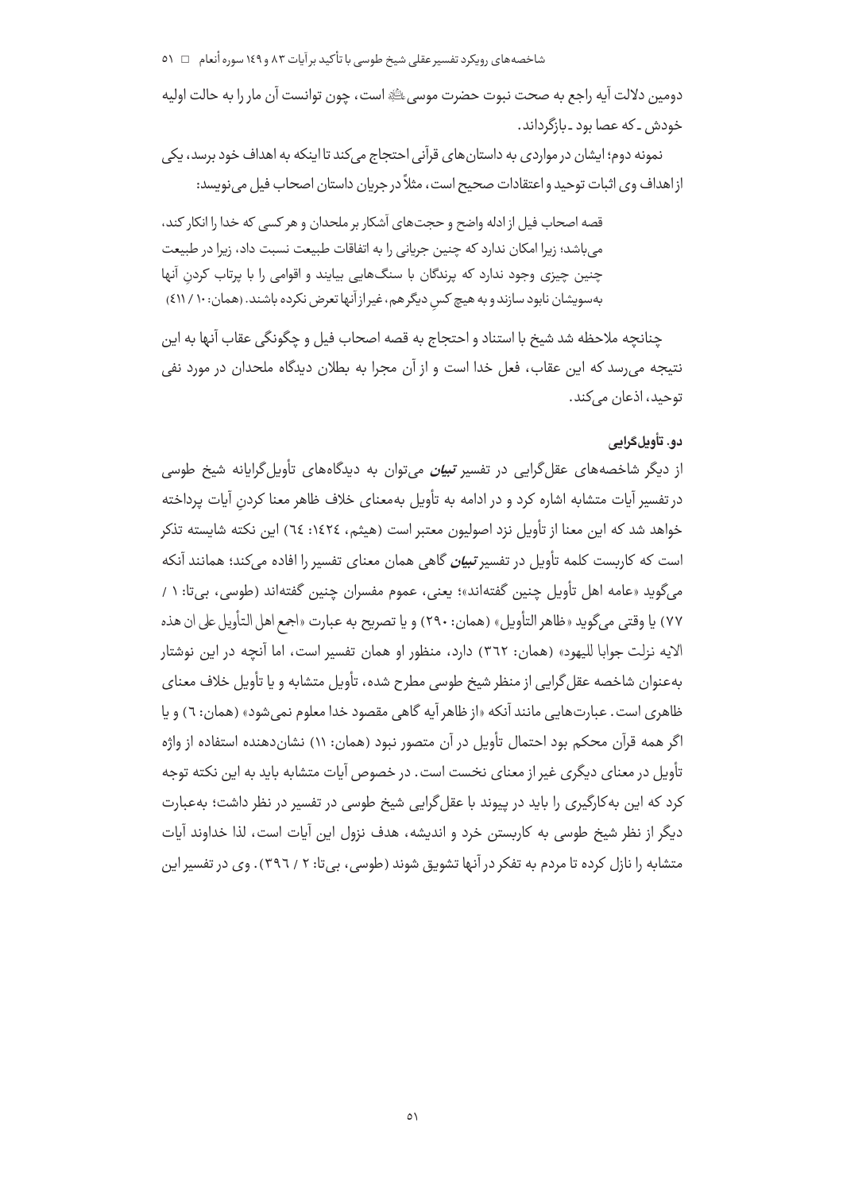دومین دلالت آیه راجع به صحت نبوت حضرت موسی‌ﷺ است، چون توانست آن مار را به حالت اولیه خودش ـ که عصا بود ـ بازگرداند.

نمونه دوم؛ ایشان در مواردی به داستان‌های قرآنی احتجاج می‌کند تا اینکه به اهداف خود برسد، یکی از اهداف وی اثبات توحید و اعتقادات صحیح است، مثلاً در جریان داستان اصحاب فیل می‌نویسد:

> قصه اصحاب فیل از ادله واضح و حجت‌های آشکار بر ملحدان و هر کسی که خدا را انکار کند، می‌باشد؛ زیرا امکان ندارد که چنین جریانی را به اتفاقات طبیعت نسبت داد، زیرا در طبیعت چنین چیزی وجود ندارد که پرندگان با سنگ‌هایی بیایند و اقوامی را با پرتاب کردنِ آنها به‌سویشان نابود سازند و به هیچ کسِ دیگر هم، غیر از آنها تعرض نکرده باشند. (همان: ۱۰ / ۴۱۱)

چنانچه ملاحظه شد شیخ با استناد و احتجاج به قصه اصحاب فیل و چگونگی عقاب آنها به این نتیجه می‌رسد که این عقاب، فعل خدا است و از آن مجرا به بطلان دیدگاه ملحدان در مورد نفی توحید، اذعان می‌کند.

### دو. تأویل‌گرایی

از دیگر شاخصه‌های عقل‌گرایی در تفسیر ***تبیان*** می‌توان به دیدگاه‌های تأویل‌گرایانه شیخ طوسی در تفسیر آیات متشابه اشاره کرد و در ادامه به تأویل به‌معنای خلاف ظاهر معنا کردنِ آیات پرداخته خواهد شد که این معنا از تأویل نزد اصولیون معتبر است (هیثم، ۱۴۲۴: ٦٤) این نکته شایسته تذکر است که کاربست کلمه تأویل در تفسیر ***تبیان*** گاهی همان معنای تفسیر را افاده می‌کند؛ همانند آنکه می‌گوید «عامه اهل تأویل چنین گفته‌اند»؛ یعنی، عموم مفسران چنین گفته‌اند (طوسی، بی‌تا: ۱ / ۷۷) یا وقتی می‌گوید «ظاهر التأویل» (همان: ۲۹۰) و یا تصریح به عبارت «اجمع اهل التأویل علی ان هذه الایه نزلت جوابا للیهود» (همان: ۳٦۲) دارد، منظور او همان تفسیر است، اما آنچه در این نوشتار به‌عنوان شاخصه عقل‌گرایی از منظر شیخ طوسی مطرح شده، تأویل متشابه و یا تأویل خلاف معنای ظاهری است. عبارت‌هایی مانند آنکه «از ظاهر آیه گاهی مقصود خدا معلوم نمی‌شود» (همان: ٦) و یا اگر همه قرآن محکم بود احتمال تأویل در آن متصور نبود (همان: ۱۱) نشان‌دهنده استفاده از واژه تأویل در معنای دیگری غیر از معنای نخست است. در خصوص آیات متشابه باید به این نکته توجه کرد که این به‌کارگیری را باید در پیوند با عقل‌گرایی شیخ طوسی در تفسیر در نظر داشت؛ به‌عبارت دیگر از نظر شیخ طوسی به کاربستن خرد و اندیشه، هدف نزول این آیات است، لذا خداوند آیات متشابه را نازل کرده تا مردم به تفکر در آنها تشویق شوند (طوسی، بی‌تا: ۲ / ۳۹٦). وی در تفسیر این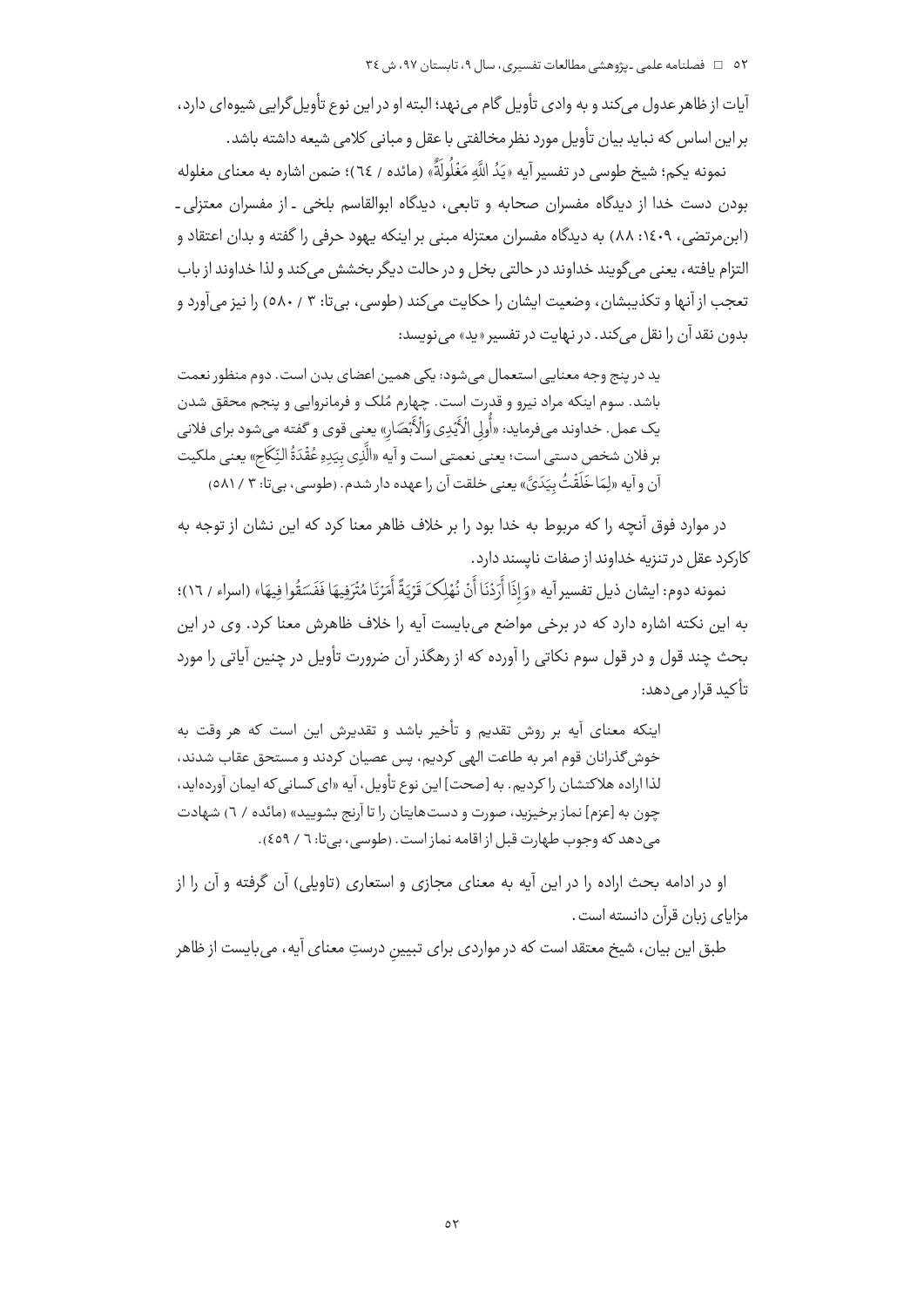آیات از ظاهر عدول می‌کند و به وادی تأویل گام می‌نهد؛ البته او در این نوع تأویل‌گرایی شیوه‌ای دارد، بر این اساس که نباید بیان تأویل مورد نظر مخالفتی با عقل و مبانی کلامی شیعه داشته باشد.

نمونه یکم؛ شیخ طوسی در تفسیر آیه «یَدُ اللَّهِ مَغْلُولَةٌ» (مائده / ٦٤)؛ ضمن اشاره به معنای مغلوله بودن دست خدا از دیدگاه مفسران صحابه و تابعی، دیدگاه ابوالقاسم بلخی ـ از مفسران معتزلی ـ (ابن‌مرتضی، ١٤٠٩: ٨٨) به دیدگاه مفسران معتزله مبنی بر اینکه یهود حرفی را گفته و بدان اعتقاد و التزام یافته، یعنی می‌گویند خداوند در حالتی بخل و در حالت دیگر بخشش می‌کند و لذا خداوند از باب تعجب از آنها و تکذیبشان، وضعیت ایشان را حکایت می‌کند (طوسی، بی‌تا: ٣ / ٥٨٠) را نیز می‌آورد و بدون نقد آن را نقل می‌کند. در نهایت در تفسیر «ید» می‌نویسد:

> ید در پنج وجه معنایی استعمال می‌شود: یکی همین اعضای بدن است. دوم منظور نعمت باشد. سوم اینکه مراد نیرو و قدرت است. چهارم مُلک و فرمانروایی و پنجم محقق شدن یک عمل. خداوند می‌فرماید: «أُولِي الْأَيْدِي وَالْأَبْصَارِ» یعنی قوی و گفته می‌شود برای فلانی بر فلان شخص دستی است؛ یعنی نعمتی است و آیه «الَّذِي بِيَدِهِ عُقْدَةُ النِّكَاحِ» یعنی ملکیت آن و آیه «لِمَا خَلَقْتُ بِيَدَيَّ» یعنی خلقت آن را عهده دار شدم. (طوسی، بی‌تا: ٣ / ٥٨١)

در موارد فوق آنچه را که مربوط به خدا بود را بر خلاف ظاهر معنا کرد که این نشان از توجه به کارکرد عقل در تنزیه خداوند از صفات ناپسند دارد.

نمونه دوم: ایشان ذیل تفسیر آیه «وَإِذَا أَرَدْنَا أَنْ نُهْلِكَ قَرْيَةً أَمَرْنَا مُتْرَفِيهَا فَفَسَقُوا فِيهَا» (اسراء / ١٦)؛ به این نکته اشاره دارد که در برخی مواضع می‌بایست آیه را خلاف ظاهرش معنا کرد. وی در این بحث چند قول و در قول سوم نکاتی را آورده که از رهگذر آن ضرورت تأویل در چنین آیاتی را مورد تأکید قرار می‌دهد:

> اینکه معنای آیه بر روش تقدیم و تأخیر باشد و تقدیرش این است که هر وقت به خوش‌گذرانان قوم امر به طاعت الهی کردیم، پس عصیان کردند و مستحق عقاب شدند، لذا اراده هلاکتشان را کردیم. به [صحت] این نوع تأویل، آیه «ای کسانی که ایمان آورده‌اید، چون به [عزم] نماز برخیزید، صورت و دست‌هایتان را تا آرنج بشویید» (مائده / ٦) شهادت می‌دهد که وجوب طهارت قبل از اقامه نماز است. (طوسی، بی‌تا: ٦ / ٤٥٩).

او در ادامه بحث اراده را در این آیه به معنای مجازی و استعاری (تاویلی) آن گرفته و آن را از مزایای زبان قرآن دانسته است.

طبق این بیان، شیخ معتقد است که در مواردی برای تبیینِ درستِ معنای آیه، می‌بایست از ظاهر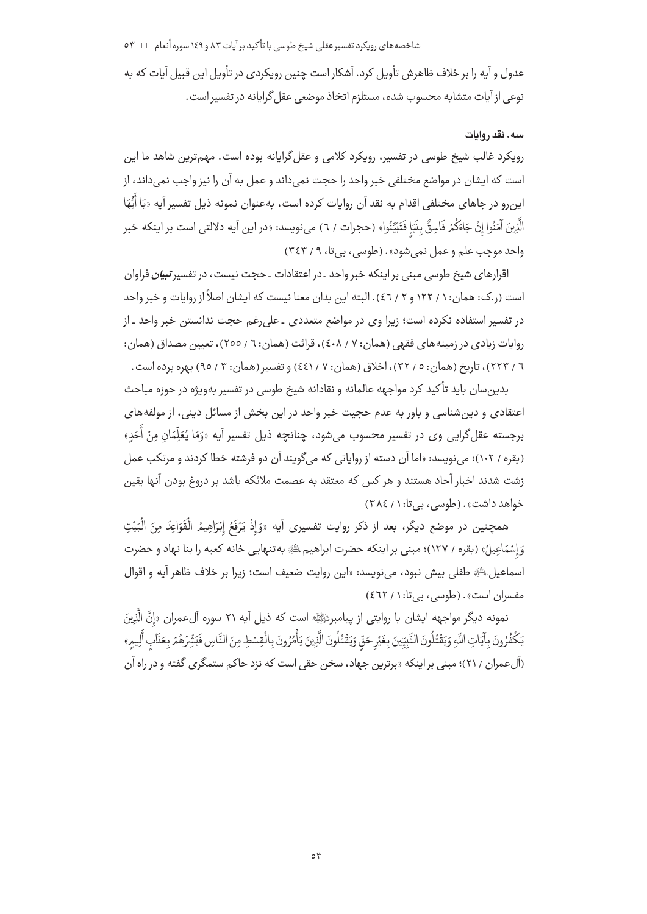عدول و آیه را بر خلاف ظاهرش تأویل کرد. آشکار است چنین رویکردی در تأویل این قبیل آیات که به نوعی از آیات متشابه محسوب شده، مستلزم اتخاذ موضعی عقل‌گرایانه در تفسیر است.

### سه. نقد روایات

رویکرد غالب شیخ طوسی در تفسیر، رویکرد کلامی و عقل‌گرایانه بوده است. مهم‌ترین شاهد ما این است که ایشان در مواضع مختلفی خبر واحد را حجت نمی‌داند و عمل به آن را نیز واجب نمی‌داند، از این‌رو در جاهای مختلفی اقدام به نقد آن روایات کرده است، به‌عنوان نمونه ذیل تفسیر آیه «يَا أَيُّهَا الَّذِينَ آمَنُوا إِنْ جَاءَكُمْ فَاسِقٌ بِنَبَإٍ فَتَبَيَّنُوا» (حجرات / ٦) می‌نویسد: «در این آیه دلالتی است بر اینکه خبر واحد موجب علم و عمل نمی‌شود». (طوسی، بی‌تا، ٩ / ٣٤٣)

اقرارهای شیخ طوسی مبنی بر اینکه خبر واحد ـ در اعتقادات ـ حجت نیست، در تفسیر ***تبیان*** فراوان است (ر.ک: همان: ١ / ١٢٢ و ٢ / ٤٦). البته این بدان معنا نیست که ایشان اصلاً از روایات و خبر واحد در تفسیر استفاده نکرده است؛ زیرا وی در مواضع متعددی ـ علی‌رغم حجت ندانستن خبر واحد ـ از روایات زیادی در زمینه‌های فقهی (همان: ٧ / ٤٠٨)، قرائت (همان: ٦ / ٢٥٥)، تعیین مصداق (همان: ٦ / ٢٢٣)، تاریخ (همان: ٥ / ٣٢)، اخلاق (همان: ٧ / ٤٤١) و تفسیر (همان: ٣ / ٩٥) بهره برده است.

بدین‌سان باید تأکید کرد مواجهه عالمانه و نقادانه شیخ طوسی در تفسیر به‌ویژه در حوزه مباحث اعتقادی و دین‌شناسی و باور به عدم حجیت خبر واحد در این بخش از مسائل دینی، از مولفه‌های برجسته عقل‌گرایی وی در تفسیر محسوب می‌شود، چنانچه ذیل تفسیر آیه «وَمَا يُعَلِّمَانِ مِنْ أَحَدٍ» (بقره / ١٠٢)؛ می‌نویسد: «اما آن دسته از روایاتی که می‌گویند آن دو فرشته خطا کردند و مرتکب عمل زشت شدند اخبار آحاد هستند و هر کس که معتقد به عصمت ملائکه باشد بر دروغ بودن آنها یقین خواهد داشت». (طوسی، بی‌تا: ١ / ٣٨٤)

همچنین در موضع دیگر، بعد از ذکر روایت تفسیری آیه «وَإِذْ يَرْفَعُ إِبْرَاهِيمُ الْقَوَاعِدَ مِنَ الْبَيْتِ وَإِسْمَاعِيلُ» (بقره / ١٢٧)؛ مبنی بر اینکه حضرت ابراهیم علیه السلام به‌تنهایی خانه کعبه را بنا نهاد و حضرت اسماعیل علیه السلام طفلی بیش نبود، می‌نویسد: «این روایت ضعیف است؛ زیرا بر خلاف ظاهر آیه و اقوال مفسران است». (طوسی، بی‌تا: ١ / ٤٦٢)

نمونه دیگر مواجهه ایشان با روایتی از پیامبر صلی الله علیه و آله است که ذیل آیه ٢١ سوره آل‌عمران «إِنَّ الَّذِينَ يَكْفُرُونَ بِآيَاتِ اللَّهِ وَيَقْتُلُونَ النَّبِيِّينَ بِغَيْرِ حَقٍّ وَيَقْتُلُونَ الَّذِينَ يَأْمُرُونَ بِالْقِسْطِ مِنَ النَّاسِ فَبَشِّرْهُمْ بِعَذَابٍ أَلِيمٍ» (آل‌عمران / ٢١)؛ مبنی بر اینکه «برترین جهاد، سخن حقی است که نزد حاکم ستمگری گفته و در راه آن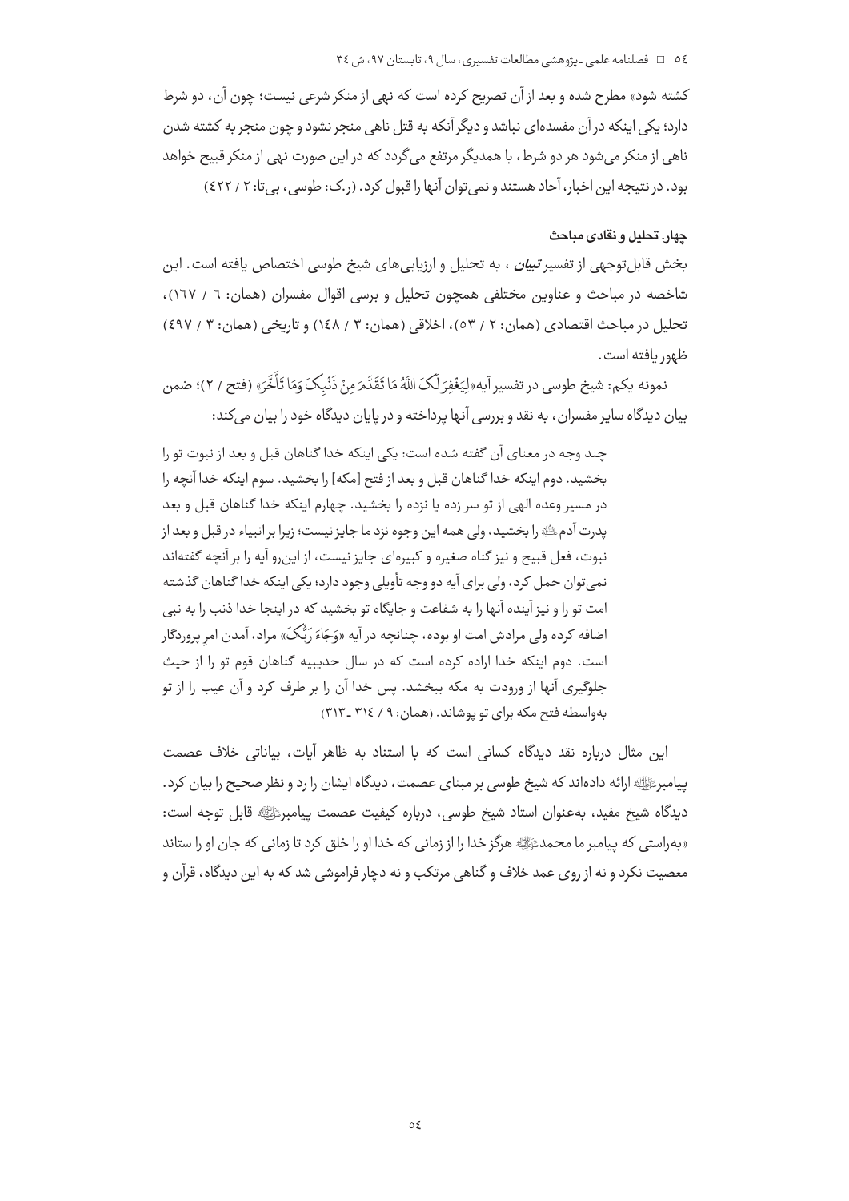کشته شود» مطرح شده و بعد از آن تصریح کرده است که نهی از منکر شرعی نیست؛ چون آن، دو شرط دارد؛ یکی اینکه در آن مفسده‌ای نباشد و دیگر آنکه به قتل ناهی منجر نشود و چون منجر به کشته شدن ناهی از منکر می‌شود هر دو شرط، با همدیگر مرتفع می‌گردد که در این صورت نهی از منکر قبیح خواهد بود. در نتیجه این اخبار، آحاد هستند و نمی‌توان آنها را قبول کرد. (ر.ک: طوسی، بی‌تا: ۲ / ۴۲۲)

#### چهار. تحلیل و نقادی مباحث

بخش قابل‌توجهی از تفسیر *تبیان*، به تحلیل و ارزیابی‌های شیخ طوسی اختصاص یافته است. این شاخصه در مباحث و عناوین مختلفی همچون تحلیل و بررسی اقوال مفسران (همان: ۶ / ۱۶۷)، تحلیل در مباحث اقتصادی (همان: ۲ / ۵۳)، اخلاقی (همان: ۳ / ۱۴۸) و تاریخی (همان: ۳ / ۴۹۷) ظهور یافته است.

نمونه یکم: شیخ طوسی در تفسیر آیه «لِیَغْفِرَ لَکَ اللَّهُ مَا تَقَدَّمَ مِنْ ذَنْبِکَ وَمَا تَأَخَّرَ» (فتح / ۲)؛ ضمن بیان دیدگاه سایر مفسران، به نقد و بررسی آنها پرداخته و در پایان دیدگاه خود را بیان می‌کند:

> چند وجه در معنای آن گفته شده است: یکی اینکه خدا گناهان قبل و بعد از نبوت تو را بخشید. دوم اینکه خدا گناهان قبل و بعد از فتح [مکه] را بخشید. سوم اینکه خدا آنچه را در مسیر وعده الهی از تو سر زده یا نزده را بخشید. چهارم اینکه خدا گناهان قبل و بعد پدرت آدم ﷺ را بخشید، ولی همه این وجوه نزد ما جایز نیست؛ زیرا بر انبیاء در قبل و بعد از نبوت، فعل قبیح و نیز گناه صغیره و کبیره‌ای جایز نیست، از این‌رو آیه را بر آنچه گفته‌اند نمی‌توان حمل کرد، ولی برای آیه دو وجه تأویلی وجود دارد؛ یکی اینکه خدا گناهان گذشته امت تو را و نیز آینده آنها را به شفاعت و جایگاه تو بخشید که در اینجا خدا ذنب را به نبی اضافه کرده ولی مرادش امت او بوده، چنانچه در آیه «وَجَاءَ رَبُّکَ» مراد، آمدن امرِ پروردگار است. دوم اینکه خدا اراده کرده است که در سال حدیبیه گناهان قوم تو را از حیث جلوگیری آنها از ورودت به مکه ببخشد. پس خدا آن را بر طرف کرد و آن عیب را از تو به‌واسطه فتح مکه برای تو پوشاند. (همان: ۹ / ۳۱۴ ـ ۳۱۳)

این مثال درباره نقد دیدگاه کسانی است که با استناد به ظاهر آیات، بیاناتی خلاف عصمت پیامبر ﷺ ارائه داده‌اند که شیخ طوسی بر مبنای عصمت، دیدگاه ایشان را رد و نظر صحیح را بیان کرد. دیدگاه شیخ مفید، به‌عنوان استاد شیخ طوسی، درباره کیفیت عصمت پیامبر ﷺ قابل توجه است: «به‌راستی که پیامبر ما محمد ﷺ هرگز خدا را از زمانی که خدا او را خلق کرد تا زمانی که جان او را ستاند معصیت نکرد و نه از روی عمد خلاف و گناهی مرتکب و نه دچار فراموشی شد که به این دیدگاه، قرآن و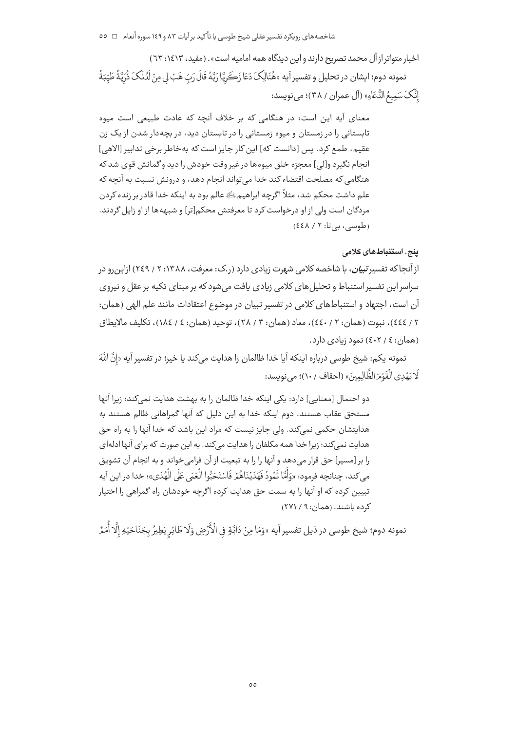اخبار متواتر از آل محمد تصریح دارند و این دیدگاه همه امامیه است». (مفید، ۱۴۱۳: ۶۳)

نمونه دوم؛ ایشان در تحلیل و تفسیر آیه «هُنَالِکَ دَعَا زَکَرِیَّا رَبَّهُ قَالَ رَبِّ هَبْ لِی مِنْ لَدُنْکَ ذُرِّیَّةً طَیِّبَةً إِنَّکَ سَمِیعُ الدُّعَاءِ» (آل عمران / ۳۸)؛ می‌نویسد:

> معنای آیه این است: در هنگامی که بر خلاف آنچه که عادت طبیعی است میوه تابستانی را در زمستان و میوه زمستانی را در تابستان دید، در بچه‌دار شدن از یک زن عقیم، طمع کرد. پس [دانست که] این کار جایز است که به‌خاطر برخی تدابیر [الاهی] انجام نگیرد و[لی] معجزه خلق میوه‌ها در غیر وقت خودش را دید و گمانش قوی شد که هنگامی که مصلحت اقتضاء کند خدا می‌تواند انجام دهد، و درونش نسبت به آنچه که علم داشت محکم شد، مثلاً اگرچه ابراهیم ﷺ عالم بود به اینکه خدا قادر بر زنده کردن مردگان است ولی از او درخواست کرد تا معرفتش محکم[تر] و شبهه‌ها از او زایل گردند. (طوسی، بی‌تا: ۲ / ۴۴۸)

#### پنج. استنباط‌های کلامی

از آنجا که تفسیر ***تبیان***، با شاخصه کلامی شهرت زیادی دارد (ر.ک: معرفت، ۱۳۸۸: ۲ / ۲۴۹) ازاین‌رو در سراسر این تفسیر استنباط و تحلیل‌های کلامی زیادی یافت می‌شود که بر مبنای تکیه بر عقل و نیروی آن است، اجتهاد و استنباط‌های کلامی در تفسیر تبیان در موضوع اعتقادات مانند علم الهی (همان: ۲ / ۴۴۴)، نبوت (همان: ۲ / ۴۴۰)، معاد (همان: ۳ / ۲۸)، توحید (همان: ۴ / ۱۸۴)، تکلیف مالایطاق (همان: ۴ / ۴۰۲) نمود زیادی دارد.

نمونه یکم: شیخ طوسی درباره اینکه آیا خدا ظالمان را هدایت می‌کند یا خیر؛ در تفسیر آیه «إِنَّ اللَّهَ لَا یَهْدِی الْقَوْمَ الظَّالِمِینَ» (احقاف / ۱۰)؛ می‌نویسد:

> دو احتمال [معنایی] دارد: یکی اینکه خدا ظالمان را به بهشت هدایت نمی‌کند؛ زیرا آنها مستحق عقاب هستند. دوم اینکه خدا به این دلیل که آنها گمراهانی ظالم هستند به هدایتشان حکمی نمی‌کند. ولی جایز نیست که مراد این باشد که خدا آنها را به راه حق هدایت نمی‌کند؛ زیرا خدا همه مکلفان را هدایت می‌کند. به این صورت که برای آنها ادله‌ای را بر [مسیر] حق قرار می‌دهد و آنها را را به تبعیت از آن فرامی‌خواند و به انجام آن تشویق می‌کند، چنانچه فرمود: «وَأَمَّا ثَمُودُ فَهَدَیْنَاهُمْ فَاسْتَحَبُّوا الْعَمَى عَلَى الْهُدَى»؛ خدا در این آیه تبیین کرده که او آنها را به سمت حق هدایت کرده اگرچه خودشان راه گمراهی را اختیار کرده باشند. (همان: ۹ / ۲۷۱)

نمونه دوم؛ شیخ طوسی در ذیل تفسیر آیه «وَمَا مِنْ دَابَّةٍ فِی الْأَرْضِ وَلَا طَائِرٍ یَطِیرُ بِجَنَاحَیْهِ إِلَّا أُمَمٌ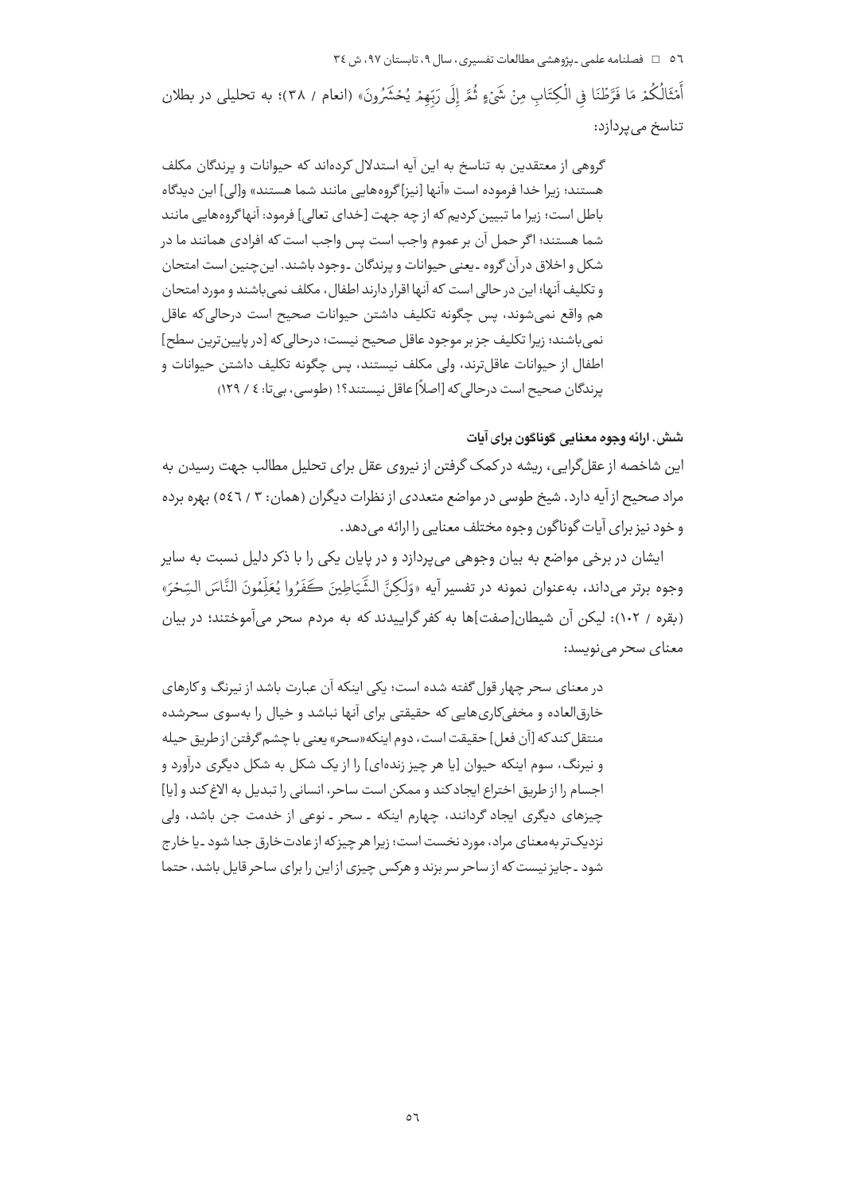أَمْثَالُكُمْ مَا فَرَّطْنَا فِي الْكِتَابِ مِنْ شَيْءٍ ثُمَّ إِلَى رَبِّهِمْ يُحْشَرُونَ» (انعام / ۳۸)؛ به تحلیلی در بطلان تناسخ می‌پردازد:

> گروهی از معتقدین به تناسخ به این آیه استدلال کرده‌اند که حیوانات و پرندگان مکلف هستند؛ زیرا خدا فرموده است «آنها [نیز] گروه‌هایی مانند شما هستند» و[لی] این دیدگاه باطل است؛ زیرا ما تبیین کردیم که از چه جهت [خدای تعالی] فرمود: آنها گروه‌هایی مانند شما هستند؛ اگر حمل آن بر عموم واجب است پس واجب است که افرادی همانند ما در شکل و اخلاق در آن گروه ـ یعنی حیوانات و پرندگان ـ وجود باشند. این‌چنین است امتحان و تکلیف آنها؛ این در حالی است که آنها اقرار دارند اطفال، مکلف نمی‌باشند و مورد امتحان هم واقع نمی‌شوند، پس چگونه تکلیف داشتن حیوانات صحیح است درحالی‌که عاقل نمی‌باشند؛ زیرا تکلیف جز بر موجود عاقل صحیح نیست؛ درحالی‌که [در پایین‌ترین سطح] اطفال از حیوانات عاقل‌ترند، ولی مکلف نیستند، پس چگونه تکلیف داشتن حیوانات و پرندگان صحیح است درحالی‌که [اصلاً] عاقل نیستند؟! (طوسی، بی‌تا: ٤ / ١٢٩)

### شش. ارائه وجوه معنایی گوناگون برای آیات

این شاخصه از عقل‌گرایی، ریشه در کمک گرفتن از نیروی عقل برای تحلیل مطالب جهت رسیدن به مراد صحیح از آیه دارد. شیخ طوسی در مواضع متعددی از نظرات دیگران (همان: ٣ / ٥٤٦) بهره برده و خود نیز برای آیات گوناگون وجوه مختلف معنایی را ارائه می‌دهد.

ایشان در برخی مواضع به بیان وجوهی می‌پردازد و در پایان یکی را با ذکر دلیل نسبت به سایر وجوه برتر می‌داند، به‌عنوان نمونه در تفسیر آیه «وَلَكِنَّ الشَّيَاطِينَ كَفَرُوا يُعَلِّمُونَ النَّاسَ السِّحْرَ» (بقره / ١٠٢): لیکن آن شیطان[صفت]ها به کفر گراییدند که به مردم سحر می‌آموختند؛ در بیان معنای سحر می‌نویسد:

> در معنای سحر چهار قول گفته شده است؛ یکی اینکه آن عبارت باشد از نیرنگ و کارهای خارق‌العاده و مخفی‌کاری‌هایی که حقیقتی برای آنها نباشد و خیال را به‌سوی سحرشده منتقل کند که [آن فعل] حقیقت است، دوم اینکه «سحر» یعنی با چشم گرفتن از طریق حیله و نیرنگ، سوم اینکه حیوان [یا هر چیز زنده‌ای] را از یک شکل به شکل دیگری درآورد و اجسام را از طریق اختراع ایجاد کند و ممکن است ساحر، انسانی را تبدیل به الاغ کند و [یا] چیزهای دیگری ایجاد گردانند، چهارم اینکه ـ سحر ـ نوعی از خدمت جن باشد، ولی نزدیک‌تر به معنای مراد، مورد نخست است؛ زیرا هر چیز که از عادت خارق جدا شود ـ یا خارج شود ـ جایز نیست که از ساحر سر بزند و هرکس چیزی از این را برای ساحر قایل باشد، حتما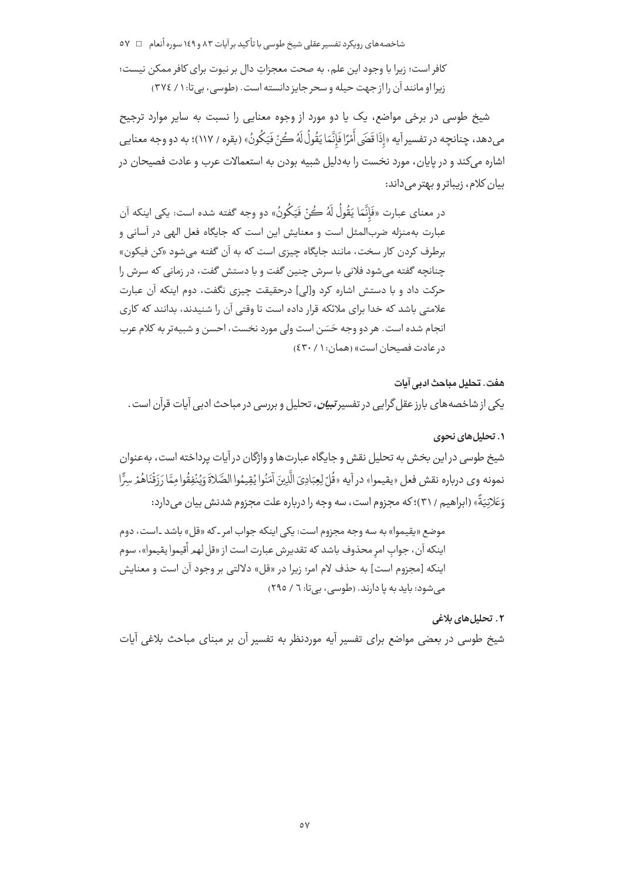کافر است؛ زیرا با وجود این علم، به صحت معجزاتِ دال بر نبوت برای کافر ممکن نیست؛ زیرا او مانند آن را از جهت حیله و سحر جایز دانسته است. (طوسی، بی‌تا: ۱ / ۳۷٤)

شیخ طوسی در برخی مواضع، یک یا دو مورد از وجوه معنایی را نسبت به سایر موارد ترجیح می‌دهد، چنانچه در تفسیر آیه «إِذَا قَضَى أَمْرًا فَإِنَّمَا يَقُولُ لَهُ كُنْ فَيَكُونُ» (بقره / ۱۱۷)؛ به دو وجه معنایی اشاره می‌کند و در پایان، مورد نخست را به‌دلیل شبیه بودن به استعمالات عرب و عادت فصیحان در بیان کلام، زیباتر و بهتر می‌داند:

> در معنای عبارت «فَإِنَّمَا يَقُولُ لَهُ كُنْ فَيَكُونُ» دو وجه گفته شده است: یکی اینکه آن عبارت به‌منزله ضرب‌المثل است و معنایش این است که جایگاه فعل الهی در آسانی و برطرف کردن کار سخت، مانند جایگاه چیزی است که به آن گفته می‌شود «کن فیکون» چنانچه گفته می‌شود فلانی با سرش چنین گفت و با دستش چنان گفت، در زمانی که سرش را حرکت داد و با دستش اشاره کرد و[لی] درحقیقت چیزی نگفت، دوم اینکه آن عبارت علامتی باشد که خدا برای ملائکه قرار داده است تا وقتی آن را شنیدند، بدانند که کاری انجام شده است. هر دو وجه حَسَن است ولی مورد نخست، احسن و شبیه‌تر به کلام عرب در عادت فصیحان است» (همان: ۱ / ٤۳۰)

### هفت. تحلیل مباحث ادبی آیات

یکی از شاخصه‌های بارز عقل‌گرایی در تفسیر ***تبیان***، تحلیل و بررسی در مباحث ادبی آیات قرآن است.

#### ۱. تحلیل‌های نحوی

شیخ طوسی در این بخش به تحلیل نقش و جایگاه عبارت‌ها و واژگان در آیات پرداخته است، به‌عنوان نمونه وی درباره نقش فعل «یقیموا» در آیه «قُلْ لِعِبَادِيَ الَّذِينَ آمَنُوا يُقِيمُوا الصَّلَاةَ وَيُنْفِقُوا مِمَّا رَزَقْنَاهُمْ سِرًّا وَعَلَانِيَةً» (ابراهیم / ۳۱)؛ که مجزوم است، سه وجه را درباره علت مجزوم شدنش بیان می‌دارد:

> موضع «یقیموا» به سه وجه مجزوم است: یکی اینکه جواب امر ـ که «قل» باشد ـ است، دوم اینکه آن، جوابِ امرِ محذوف باشد که تقدیرش عبارت است از «قل لهم أقیموا یقیموا»، سوم اینکه [مجزوم است] به حذف لام امر؛ زیرا در «قل» دلالتی بر وجود آن است و معنایش می‌شود: باید به پا دارند. (طوسی، بی‌تا: ٦ / ۲۹٥)

#### ۲. تحلیل‌های بلاغی

شیخ طوسی در بعضی مواضع برای تفسیر آیه موردنظر به تفسیر آن بر مبنای مباحث بلاغی آیات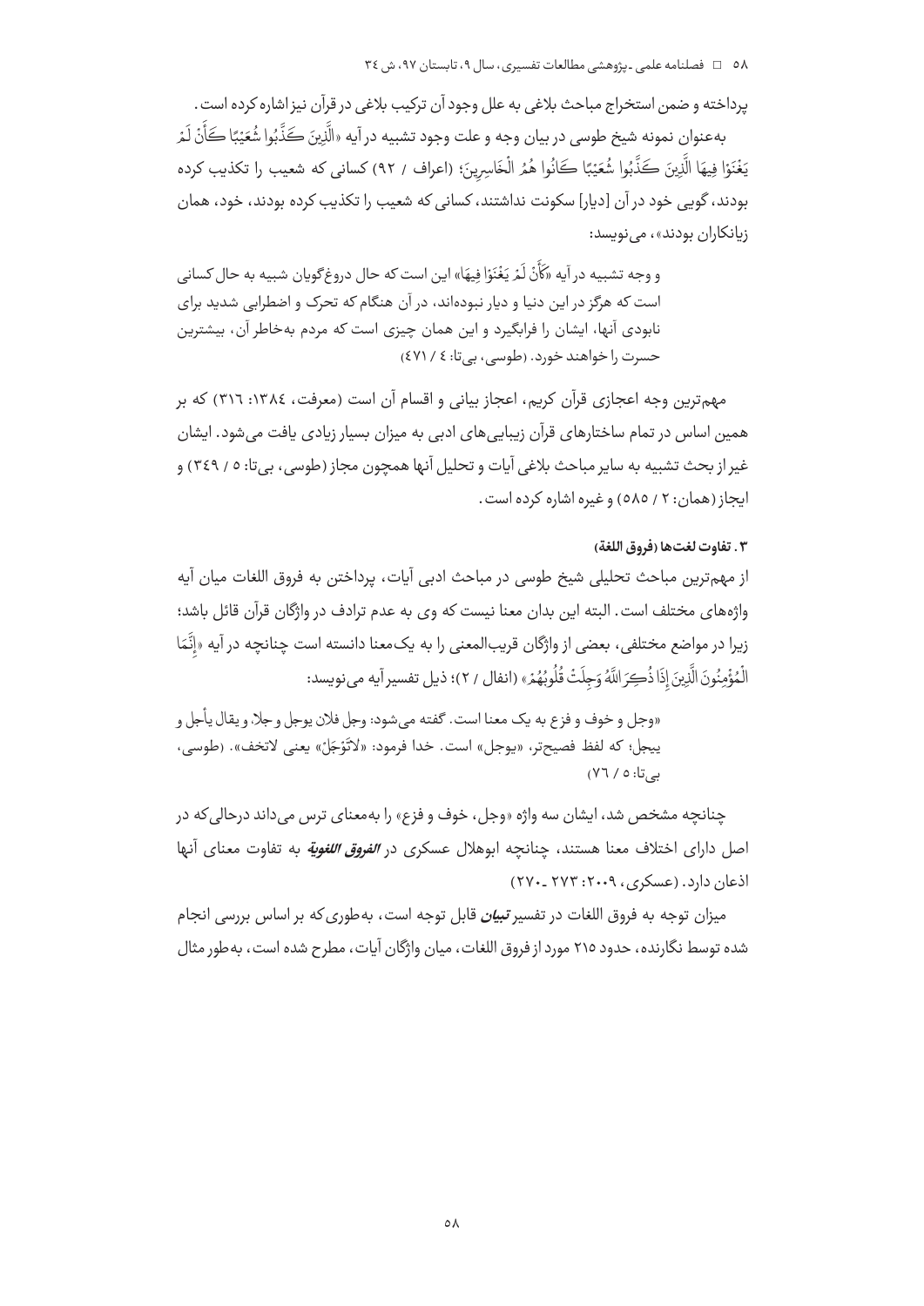پرداخته و ضمن استخراج مباحث بلاغی به علل وجود آن ترکیب بلاغی در قرآن نیز اشاره کرده است.

به‌عنوان نمونه شیخ طوسی در بیان وجه و علت وجود تشبیه در آیه «الَّذِينَ كَذَّبُوا شُعَيْبًا كَأَنْ لَمْ يَغْنَوْا فِيهَا الَّذِينَ كَذَّبُوا شُعَيْبًا كَانُوا هُمُ الْخَاسِرِينَ؛ (اعراف / ۹۲) کسانی که شعیب را تکذیب کرده بودند، گویی خود در آن [دیار] سکونت نداشتند، کسانی که شعیب را تکذیب کرده بودند، خود، همان زیانکاران بودند»، می‌نویسد:

> و وجه تشبیه در آیه «كَأَنْ لَمْ يَغْنَوْا فِيهَا» این است که حال دروغ‌گویان شبیه به حال کسانی است که هرگز در این دنیا و دیار نبوده‌اند، در آن هنگام که تحرک و اضطرابی شدید برای نابودی آنها، ایشان را فرابگیرد و این همان چیزی است که مردم به‌خاطر آن، بیشترین حسرت را خواهند خورد. (طوسی، بی‌تا: ٤ / ٤٧١)

مهم‌ترین وجه اعجازی قرآن کریم، اعجاز بیانی و اقسام آن است (معرفت، ۱۳۸٤: ۳۱۶) که بر همین اساس در تمام ساختارهای قرآن زیبایی‌های ادبی به میزان بسیار زیادی یافت می‌شود. ایشان غیر از بحث تشبیه به سایر مباحث بلاغی آیات و تحلیل آنها همچون مجاز (طوسی، بی‌تا: ٥ / ٣٤٩) و ایجاز (همان: ٢ / ٥٨٥) و غیره اشاره کرده است.

### ۳. تفاوت لغت‌ها (فروق اللغة)

از مهم‌ترین مباحث تحلیلی شیخ طوسی در مباحث ادبی آیات، پرداختن به فروق اللغات میان آیه واژه‌های مختلف است. البته این بدان معنا نیست که وی به عدم ترادف در واژگان قرآن قائل باشد؛ زیرا در مواضع مختلفی، بعضی از واژگان قریب‌المعنی را به یک‌معنا دانسته است چنانچه در آیه «إِنَّمَا الْمُؤْمِنُونَ الَّذِينَ إِذَا ذُكِرَ اللَّهُ وَجِلَتْ قُلُوبُهُمْ» (انفال / ۲)؛ ذیل تفسیر آیه می‌نویسد:

> «وجل و خوف و فزع به یک معنا است. گفته می‌شود: وجل فلان یوجل و جلا. و یقال یأجل و ییجل؛ که لفظ فصیح‌تر، «یوجل» است. خدا فرمود: «لاتَوْجَلْ» یعنی لاتخف». (طوسی، بی‌تا: ٥ / ٧٦)

چنانچه مشخص شد، ایشان سه واژه «وجل، خوف و فزع» را به‌معنای ترس می‌داند درحالی‌که در اصل دارای اختلاف معنا هستند، چنانچه ابوهلال عسکری در ***الفروق اللغویة*** به تفاوت معنای آنها اذعان دارد. (عسکری، ۲۰۰۹: ۲۷۳ ـ ۲۷۰)

میزان توجه به فروق اللغات در تفسیر ***تبیان*** قابل توجه است، به‌طوری‌که بر اساس بررسی انجام شده توسط نگارنده، حدود ۲۱۵ مورد از فروق اللغات، میان واژگان آیات، مطرح شده است، به‌طور مثال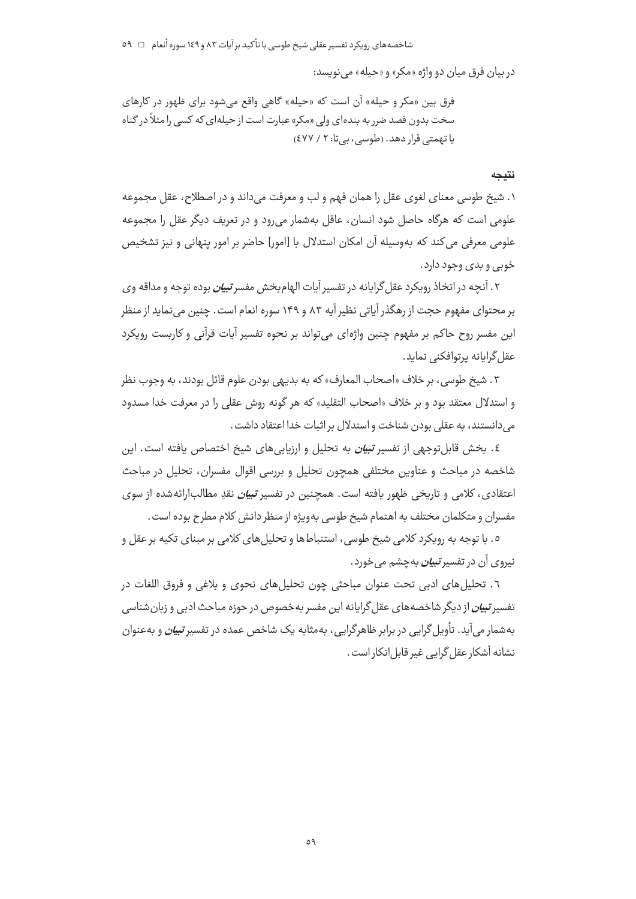در بیان فرق میان دو واژه «مکر» و «حیله» می‌نویسد:

> فرق بین «مکر و حیله» آن است که «حیله» گاهی واقع می‌شود برای ظهور در کارهای سخت بدون قصد ضرر به بنده‌ای ولی «مکر» عبارت است از حیله‌ای که کسی را مثلاً در گناه یا تهمتی قرار دهد. (طوسی، بی‌تا: ۲ / ٤٧٧)

## نتیجه

١. شیخ طوسی معنای لغوی عقل را همان فهم و لب و معرفت می‌داند و در اصطلاح، عقل مجموعه علومی است که هرگاه حاصل شود انسان، عاقل به‌شمار می‌رود و در تعریف دیگر عقل را مجموعه علومی معرفی می‌کند که به‌وسیله آن امکان استدلال با [امور] حاضر بر امور پنهانی و نیز تشخیص خوبی و بدی وجود دارد.

٢. آنچه در اتخاذ رویکرد عقل‌گرایانه در تفسیر آیات الهام‌بخش مفسر ***تبیان*** بوده توجه و مداقه وی بر محتوای مفهوم حجت از رهگذر آیاتی نظیر آیه ۸۳ و ۱۴۹ سوره انعام است. چنین می‌نماید از منظر این مفسر روح حاکم بر مفهوم چنین واژه‌ای می‌تواند بر نحوه تفسیر آیات قرآنی و کاربست رویکرد عقل‌گرایانه پرتوافکنی نماید.

٣. شیخ طوسی، بر خلاف «اصحاب المعارف» که به بدیهی بودن علوم قائل بودند، به وجوب نظر و استدلال معتقد بود و بر خلاف «اصحاب التقلید» که هر گونه روش عقلی را در معرفت خدا مسدود می‌دانستند، به عقلی بودن شناخت و استدلال بر اثبات خدا اعتقاد داشت.

٤. بخش قابل‌توجهی از تفسیر ***تبیان*** به تحلیل و ارزیابی‌های شیخ اختصاص یافته است. این شاخصه در مباحث و عناوین مختلفی همچون تحلیل و بررسی اقوال مفسران، تحلیل در مباحث اعتقادی، کلامی و تاریخی ظهور یافته است. همچنین در تفسیر ***تبیان*** نقدِ مطالب‌ارائه‌شده از سوی مفسران و متکلمان مختلف به اهتمام شیخ طوسی به‌ویژه از منظر دانش کلام مطرح بوده است.

٥. با توجه به رویکرد کلامی شیخ طوسی، استنباط‌ها و تحلیل‌های کلامی بر مبنای تکیه بر عقل و نیروی آن در تفسیر ***تبیان*** به‌چشم می‌خورد.

٦. تحلیل‌های ادبی تحت عنوان مباحثی چون تحلیل‌های نحوی و بلاغی و فروق اللغات در تفسیر ***تبیان*** از دیگر شاخصه‌های عقل‌گرایانه این مفسر به‌خصوص در حوزه مباحث ادبی و زبان‌شناسی به‌شمار می‌آید. تأویل‌گرایی در برابر ظاهرگرایی، به‌مثابه یک شاخص عمده در تفسیر ***تبیان*** و به‌عنوان نشانه آشکار عقل‌گرایی غیر قابل‌انکار است.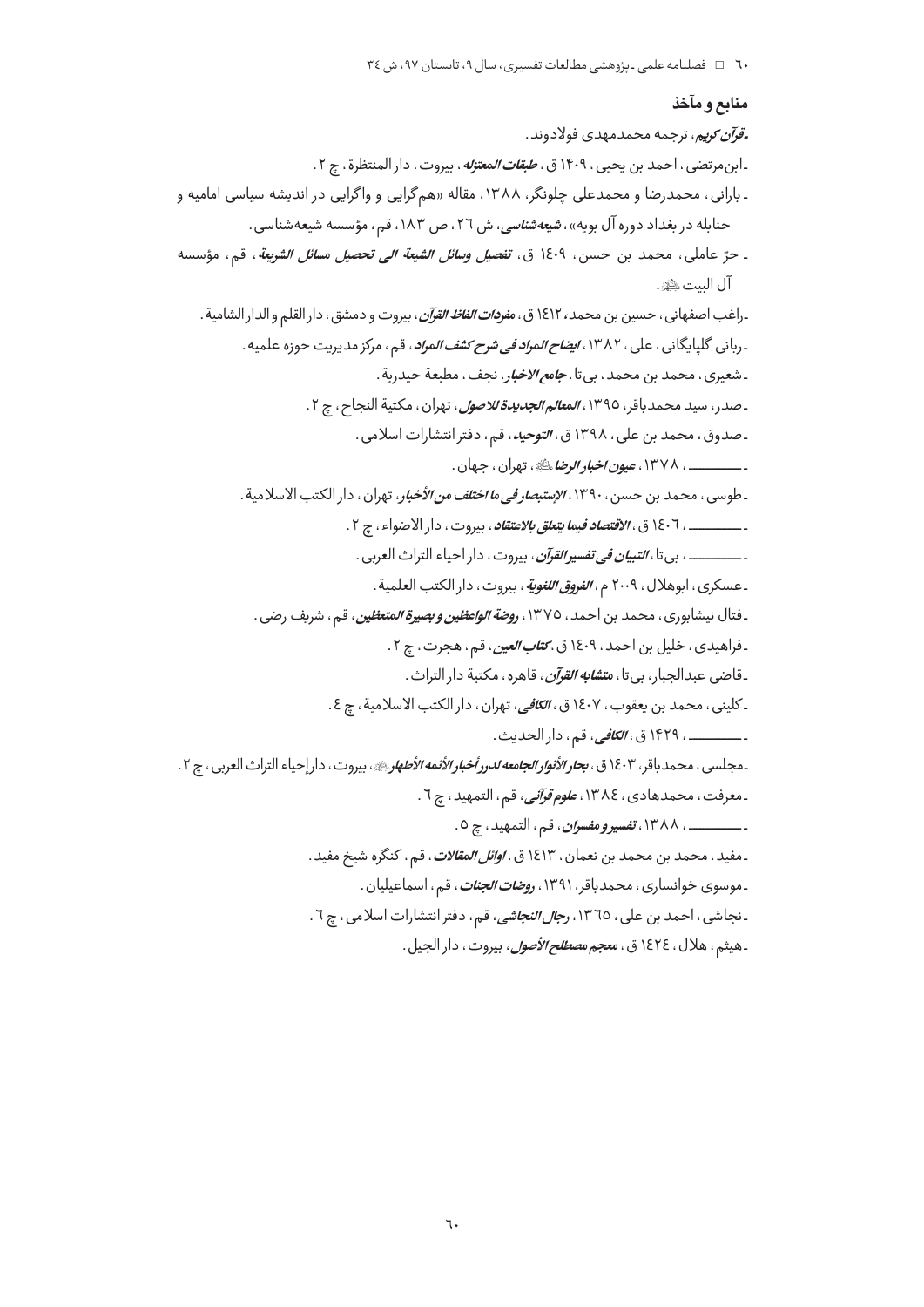## منابع و مآخذ

- *قرآن کریم*، ترجمه محمدمهدی فولادوند.
- ابن‌مرتضی، احمد بن یحیی، ۱۴۰۹ ق، *طبقات المعتزله*، بیروت، دار المنتظرة، چ ۲.
- بارانی، محمدرضا و محمدعلی چلونگر، ۱۳۸۸، مقاله «هم‌گرایی و واگرایی در اندیشه سیاسی امامیه و حنابله در بغداد دوره آل بویه»، *شیعه‌شناسی*، ش ۲۶، ص ۱۸۳، قم، مؤسسه شیعه‌شناسی.
- حرّ عاملی، محمد بن حسن، ۱۴۰۹ ق، *تفصیل وسائل الشیعة الی تحصیل مسائل الشریعة*، قم، مؤسسه آل البیت علیهم‌السلام.
- راغب اصفهانی، حسین بن محمد، ۱۴۱۲ ق، *مفردات الفاظ القرآن*، بیروت و دمشق، دار القلم و الدار الشامیة.
- ربانی گلپایگانی، علی، ۱۳۸۲، *ایضاح المراد فی شرح کشف المراد*، قم، مرکز مدیریت حوزه علمیه.
- شعیری، محمد بن محمد، بی‌تا، *جامع الاخبار*، نجف، مطبعة حیدریة.
- صدر، سید محمدباقر، ۱۳۹۵، *المعالم الجدیدة للاصول*، تهران، مکتبة النجاح، چ ۲.
- صدوق، محمد بن علی، ۱۳۹۸ ق، *التوحید*، قم، دفتر انتشارات اسلامی.
- ـــــــ، ۱۳۷۸، *عیون اخبار الرضا* علیه‌السلام، تهران، جهان.
- طوسی، محمد بن حسن، ۱۳۹۰، *الإستبصار فی ما اختلف من الأخبار*، تهران، دار الکتب الاسلامیة.
- ـــــــ، ۱۴۰۶ ق، *الاقتصاد فیما یتعلق بالاعتقاد*، بیروت، دار الاضواء، چ ۲.
- ـــــــ، بی‌تا، *التبیان فی تفسیر القرآن*، بیروت، دار احیاء التراث العربی.
- عسکری، ابوهلال، ۲۰۰۹ م، *الفروق اللغویة*، بیروت، دار الکتب العلمیة.
- فتال نیشابوری، محمد بن احمد، ۱۳۷۵، *روضة الواعظین و بصیرة المتعظین*، قم، شریف رضی.
- فراهیدی، خلیل بن احمد، ۱۴۰۹ ق، *کتاب العین*، قم، هجرت، چ ۲.
- قاضی عبدالجبار، بی‌تا، *متشابه القرآن*، قاهره، مکتبة دار التراث.
- کلینی، محمد بن یعقوب، ۱۴۰۷ ق، *الکافی*، تهران، دار الکتب الاسلامیة، چ ٤.
- ـــــــ، ۱۴۲۹ ق، *الکافی*، قم، دار الحدیث.
- مجلسی، محمدباقر، ۱۴۰۳ ق، *بحار الأنوار الجامعه لدرر أخبار الأئمه الأطهار* علیهم‌السلام، بیروت، دار إحیاء التراث العربی، چ ۲.
- معرفت، محمدهادی، ۱۳۸٤، *علوم قرآنی*، قم، التمهید، چ ٦.
- ـــــــ، ۱۳۸۸، *تفسیر و مفسران*، قم، التمهید، چ ٥.
- مفید، محمد بن محمد بن نعمان، ۱٤۱۳ ق، *اوائل المقالات*، قم، کنگره شیخ مفید.
- موسوی خوانساری، محمدباقر، ۱۳۹۱، *روضات الجنات*، قم، اسماعیلیان.
- نجاشی، احمد بن علی، ۱۳٦٥، *رجال النجاشی*، قم، دفتر انتشارات اسلامی، چ ٦.
- هیثم، هلال، ۱٤۲٤ ق، *معجم مصطلح الأصول*، بیروت، دار الجیل.